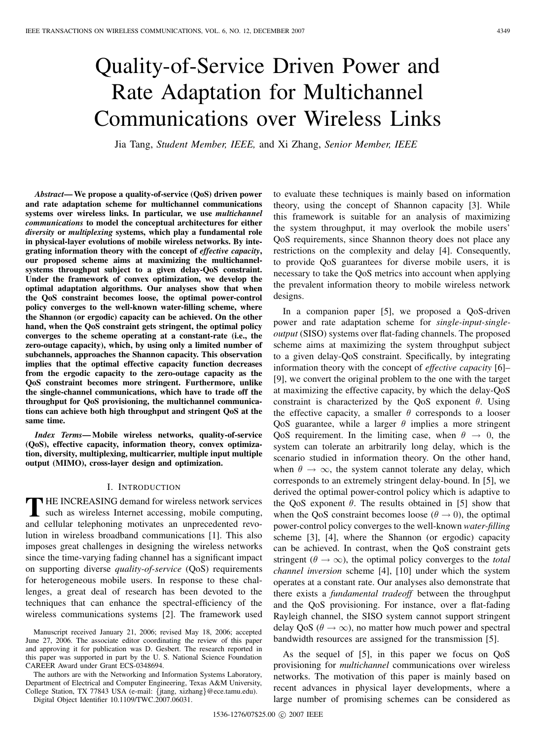# Quality-of-Service Driven Power and Rate Adaptation for Multichannel Communications over Wireless Links

Jia Tang, *Student Member, IEEE,* and Xi Zhang, *Senior Member, IEEE*

***Abstract*— We propose a quality-of-service (QoS) driven power and rate adaptation scheme for multichannel communications systems over wireless links. In particular, we use *multichannel communications* to model the conceptual architectures for either *diversity* or *multiplexing* systems, which play a fundamental role in physical-layer evolutions of mobile wireless networks. By integrating information theory with the concept of *effective capacity*, our proposed scheme aims at maximizing the multichannel-systems throughput subject to a given delay-QoS constraint. Under the framework of convex optimization, we develop the optimal adaptation algorithms. Our analyses show that when the QoS constraint becomes loose, the optimal power-control policy converges to the well-known water-filling scheme, where the Shannon (or ergodic) capacity can be achieved. On the other hand, when the QoS constraint gets stringent, the optimal policy converges to the scheme operating at a constant-rate (i.e., the zero-outage capacity), which, by using only a limited number of subchannels, approaches the Shannon capacity. This observation implies that the optimal effective capacity function decreases from the ergodic capacity to the zero-outage capacity as the QoS constraint becomes more stringent. Furthermore, unlike the single-channel communications, which have to trade off the throughput for QoS provisioning, the multichannel communications can achieve both high throughput and stringent QoS at the same time.**

***Index Terms*— Mobile wireless networks, quality-of-service (QoS), effective capacity, information theory, convex optimization, diversity, multiplexing, multicarrier, multiple input multiple output (MIMO), cross-layer design and optimization.**

## I. Introduction

The increasing demand for wireless network services such as wireless Internet accessing, mobile computing, and cellular telephoning motivates an unprecedented revolution in wireless broadband communications [1]. This also imposes great challenges in designing the wireless networks since the time-varying fading channel has a significant impact on supporting diverse *quality-of-service* (QoS) requirements for heterogeneous mobile users. In response to these challenges, a great deal of research has been devoted to the techniques that can enhance the spectral-efficiency of the wireless communications systems [2]. The framework used to evaluate these techniques is mainly based on information theory, using the concept of Shannon capacity [3]. While this framework is suitable for an analysis of maximizing the system throughput, it may overlook the mobile users' QoS requirements, since Shannon theory does not place any restrictions on the complexity and delay [4]. Consequently, to provide QoS guarantees for diverse mobile users, it is necessary to take the QoS metrics into account when applying the prevalent information theory to mobile wireless network designs.

In a companion paper [5], we proposed a QoS-driven power and rate adaptation scheme for *single-input-single-output* (SISO) systems over flat-fading channels. The proposed scheme aims at maximizing the system throughput subject to a given delay-QoS constraint. Specifically, by integrating information theory with the concept of *effective capacity* [6]–[9], we convert the original problem to the one with the target at maximizing the effective capacity, by which the delay-QoS constraint is characterized by the QoS exponent $\theta$. Using the effective capacity, a smaller $\theta$ corresponds to a looser QoS guarantee, while a larger $\theta$ implies a more stringent QoS requirement. In the limiting case, when $\theta \to 0$, the system can tolerate an arbitrarily long delay, which is the scenario studied in information theory. On the other hand, when $\theta \to \infty$, the system cannot tolerate any delay, which corresponds to an extremely stringent delay-bound. In [5], we derived the optimal power-control policy which is adaptive to the QoS exponent $\theta$. The results obtained in [5] show that when the QoS constraint becomes loose ($\theta \to 0$), the optimal power-control policy converges to the well-known *water-filling* scheme [3], [4], where the Shannon (or ergodic) capacity can be achieved. In contrast, when the QoS constraint gets stringent ($\theta \to \infty$), the optimal policy converges to the *total channel inversion* scheme [4], [10] under which the system operates at a constant rate. Our analyses also demonstrate that there exists a *fundamental tradeoff* between the throughput and the QoS provisioning. For instance, over a flat-fading Rayleigh channel, the SISO system cannot support stringent delay QoS ($\theta \to \infty$), no matter how much power and spectral bandwidth resources are assigned for the transmission [5].

As the sequel of [5], in this paper we focus on QoS provisioning for *multichannel* communications over wireless networks. The motivation of this paper is mainly based on recent advances in physical layer developments, where a large number of promising schemes can be considered as

Manuscript received January 21, 2006; revised May 18, 2006; accepted June 27, 2006. The associate editor coordinating the review of this paper and approving it for publication was D. Gesbert. The research reported in this paper was supported in part by the U. S. National Science Foundation CAREER Award under Grant ECS-0348694.

The authors are with the Networking and Information Systems Laboratory, Department of Electrical and Computer Engineering, Texas A&M University, College Station, TX 77843 USA (e-mail: {jtang, xizhang}@ece.tamu.edu).

Digital Object Identifier 10.1109/TWC.2007.06031.

1536-1276/07$25.00 © 2007 IEEE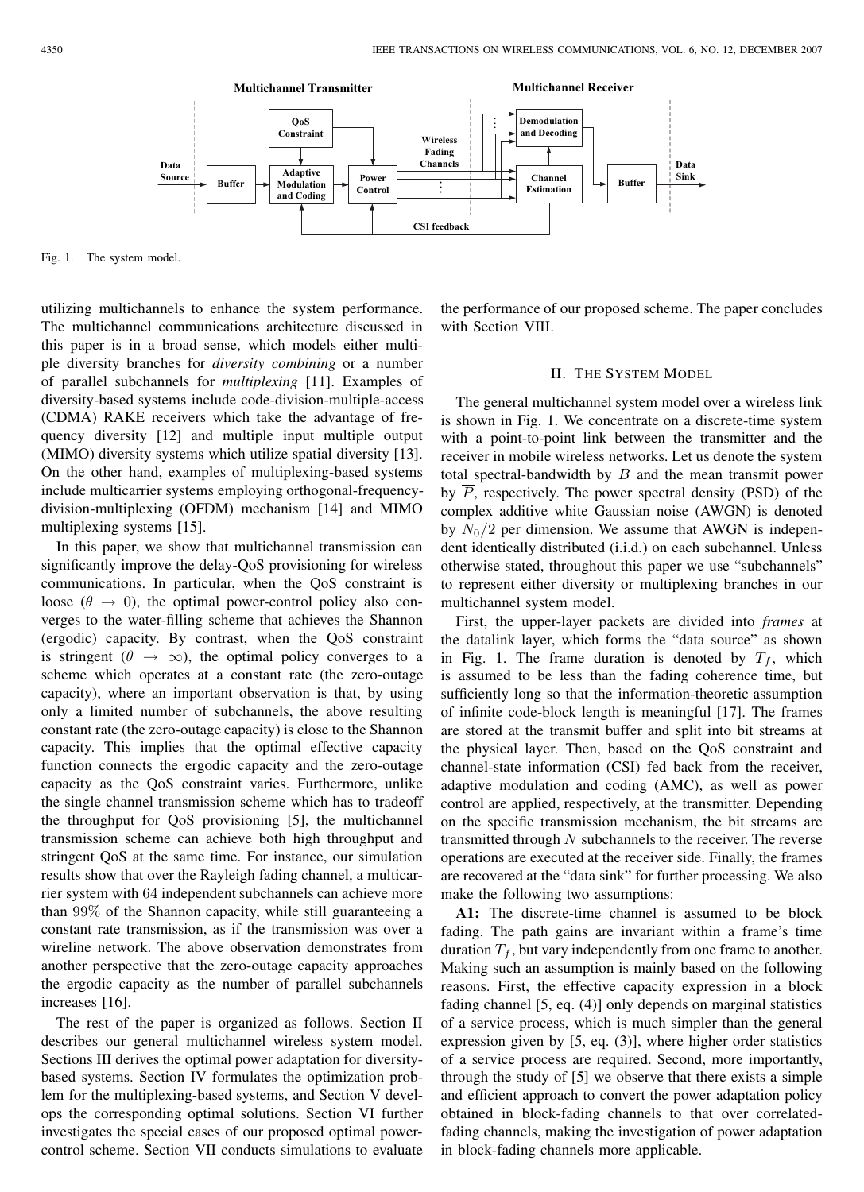Fig. 1. The system model.

utilizing multichannels to enhance the system performance. The multichannel communications architecture discussed in this paper is in a broad sense, which models either multiple diversity branches for *diversity combining* or a number of parallel subchannels for *multiplexing* [11]. Examples of diversity-based systems include code-division-multiple-access (CDMA) RAKE receivers which take the advantage of frequency diversity [12] and multiple input multiple output (MIMO) diversity systems which utilize spatial diversity [13]. On the other hand, examples of multiplexing-based systems include multicarrier systems employing orthogonal-frequency-division-multiplexing (OFDM) mechanism [14] and MIMO multiplexing systems [15].

In this paper, we show that multichannel transmission can significantly improve the delay-QoS provisioning for wireless communications. In particular, when the QoS constraint is loose ($\theta \to 0$), the optimal power-control policy also converges to the water-filling scheme that achieves the Shannon (ergodic) capacity. By contrast, when the QoS constraint is stringent ($\theta \to \infty$), the optimal policy converges to a scheme which operates at a constant rate (the zero-outage capacity), where an important observation is that, by using only a limited number of subchannels, the above resulting constant rate (the zero-outage capacity) is close to the Shannon capacity. This implies that the optimal effective capacity function connects the ergodic capacity and the zero-outage capacity as the QoS constraint varies. Furthermore, unlike the single channel transmission scheme which has to tradeoff the throughput for QoS provisioning [5], the multichannel transmission scheme can achieve both high throughput and stringent QoS at the same time. For instance, our simulation results show that over the Rayleigh fading channel, a multicarrier system with 64 independent subchannels can achieve more than 99% of the Shannon capacity, while still guaranteeing a constant rate transmission, as if the transmission was over a wireline network. The above observation demonstrates from another perspective that the zero-outage capacity approaches the ergodic capacity as the number of parallel subchannels increases [16].

The rest of the paper is organized as follows. Section II describes our general multichannel wireless system model. Sections III derives the optimal power adaptation for diversity-based systems. Section IV formulates the optimization problem for the multiplexing-based systems, and Section V develops the corresponding optimal solutions. Section VI further investigates the special cases of our proposed optimal power-control scheme. Section VII conducts simulations to evaluate the performance of our proposed scheme. The paper concludes with Section VIII.

## II. The System Model

The general multichannel system model over a wireless link is shown in Fig. 1. We concentrate on a discrete-time system with a point-to-point link between the transmitter and the receiver in mobile wireless networks. Let us denote the system total spectral-bandwidth by $B$ and the mean transmit power by $\overline{P}$, respectively. The power spectral density (PSD) of the complex additive white Gaussian noise (AWGN) is denoted by $N_0/2$ per dimension. We assume that AWGN is independent identically distributed (i.i.d.) on each subchannel. Unless otherwise stated, throughout this paper we use "subchannels" to represent either diversity or multiplexing branches in our multichannel system model.

First, the upper-layer packets are divided into *frames* at the datalink layer, which forms the "data source" as shown in Fig. 1. The frame duration is denoted by $T_f$, which is assumed to be less than the fading coherence time, but sufficiently long so that the information-theoretic assumption of infinite code-block length is meaningful [17]. The frames are stored at the transmit buffer and split into bit streams at the physical layer. Then, based on the QoS constraint and channel-state information (CSI) fed back from the receiver, adaptive modulation and coding (AMC), as well as power control are applied, respectively, at the transmitter. Depending on the specific transmission mechanism, the bit streams are transmitted through $N$ subchannels to the receiver. The reverse operations are executed at the receiver side. Finally, the frames are recovered at the "data sink" for further processing. We also make the following two assumptions:

**A1:** The discrete-time channel is assumed to be block fading. The path gains are invariant within a frame's time duration $T_f$, but vary independently from one frame to another. Making such an assumption is mainly based on the following reasons. First, the effective capacity expression in a block fading channel [5, eq. (4)] only depends on marginal statistics of a service process, which is much simpler than the general expression given by [5, eq. (3)], where higher order statistics of a service process are required. Second, more importantly, through the study of [5] we observe that there exists a simple and efficient approach to convert the power adaptation policy obtained in block-fading channels to that over correlated-fading channels, making the investigation of power adaptation in block-fading channels more applicable.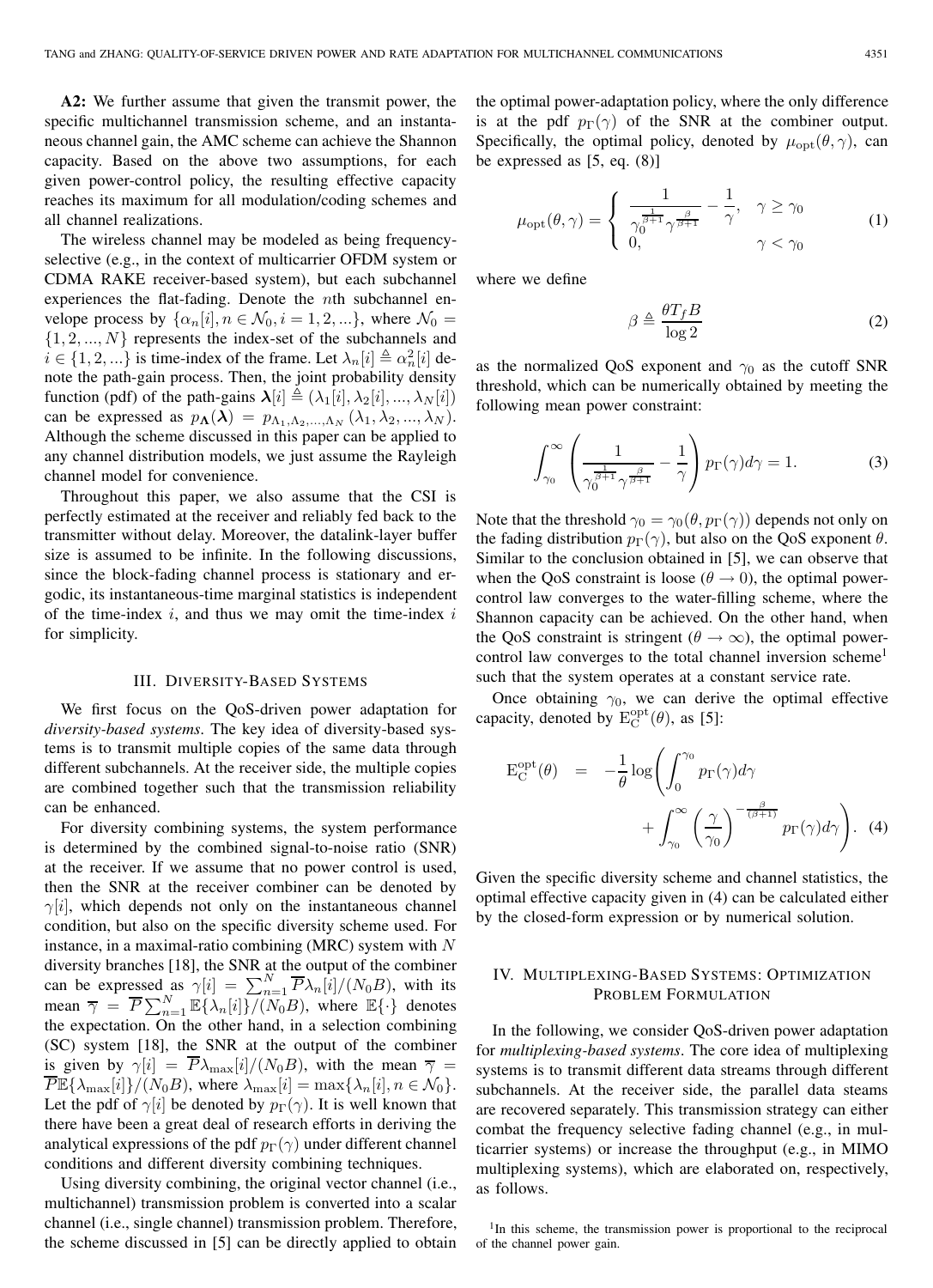**A2:** We further assume that given the transmit power, the specific multichannel transmission scheme, and an instantaneous channel gain, the AMC scheme can achieve the Shannon capacity. Based on the above two assumptions, for each given power-control policy, the resulting effective capacity reaches its maximum for all modulation/coding schemes and all channel realizations.

The wireless channel may be modeled as being frequency-selective (e.g., in the context of multicarrier OFDM system or CDMA RAKE receiver-based system), but each subchannel experiences the flat-fading. Denote the $n$th subchannel envelope process by $\{\alpha_n[i], n \in \mathcal{N}_0, i = 1, 2, ...\}$, where $\mathcal{N}_0 = \{1, 2, ..., N\}$ represents the index-set of the subchannels and $i \in \{1, 2, ...\}$ is time-index of the frame. Let $\lambda_n[i] \triangleq \alpha_n^2[i]$ denote the path-gain process. Then, the joint probability density function (pdf) of the path-gains $\boldsymbol{\lambda}[i] \triangleq (\lambda_1[i], \lambda_2[i], ..., \lambda_N[i])$ can be expressed as $p_{\boldsymbol{\Lambda}}(\boldsymbol{\lambda}) = p_{\Lambda_1, \Lambda_2, ..., \Lambda_N}(\lambda_1, \lambda_2, ..., \lambda_N)$. Although the scheme discussed in this paper can be applied to any channel distribution models, we just assume the Rayleigh channel model for convenience.

Throughout this paper, we also assume that the CSI is perfectly estimated at the receiver and reliably fed back to the transmitter without delay. Moreover, the datalink-layer buffer size is assumed to be infinite. In the following discussions, since the block-fading channel process is stationary and ergodic, its instantaneous-time marginal statistics is independent of the time-index $i$, and thus we may omit the time-index $i$ for simplicity.

## III. Diversity-Based Systems

We first focus on the QoS-driven power adaptation for *diversity-based systems*. The key idea of diversity-based systems is to transmit multiple copies of the same data through different subchannels. At the receiver side, the multiple copies are combined together such that the transmission reliability can be enhanced.

For diversity combining systems, the system performance is determined by the combined signal-to-noise ratio (SNR) at the receiver. If we assume that no power control is used, then the SNR at the receiver combiner can be denoted by $\gamma[i]$, which depends not only on the instantaneous channel condition, but also on the specific diversity scheme used. For instance, in a maximal-ratio combining (MRC) system with $N$ diversity branches [18], the SNR at the output of the combiner can be expressed as $\gamma[i] = \sum_{n=1}^{N} \overline{P}\lambda_n[i]/(N_0 B)$, with its mean $\overline{\gamma} = \overline{P}\sum_{n=1}^{N} \mathbb{E}\{\lambda_n[i]\}/(N_0 B)$, where $\mathbb{E}\{\cdot\}$ denotes the expectation. On the other hand, in a selection combining (SC) system [18], the SNR at the output of the combiner is given by $\gamma[i] = \overline{P}\lambda_{\max}[i]/(N_0 B)$, with the mean $\overline{\gamma} = \overline{P}\mathbb{E}\{\lambda_{\max}[i]\}/(N_0 B)$, where $\lambda_{\max}[i] = \max\{\lambda_n[i], n \in \mathcal{N}_0\}$. Let the pdf of $\gamma[i]$ be denoted by $p_\Gamma(\gamma)$. It is well known that there have been a great deal of research efforts in deriving the analytical expressions of the pdf $p_\Gamma(\gamma)$ under different channel conditions and different diversity combining techniques.

Using diversity combining, the original vector channel (i.e., multichannel) transmission problem is converted into a scalar channel (i.e., single channel) transmission problem. Therefore, the scheme discussed in [5] can be directly applied to obtain the optimal power-adaptation policy, where the only difference is at the pdf $p_\Gamma(\gamma)$ of the SNR at the combiner output. Specifically, the optimal policy, denoted by $\mu_{\text{opt}}(\theta, \gamma)$, can be expressed as [5, eq. (8)]

$$\mu_{\text{opt}}(\theta, \gamma) = \begin{cases} \dfrac{1}{\gamma_0^{\frac{1}{\beta+1}} \gamma^{\frac{\beta}{\beta+1}}} - \dfrac{1}{\gamma}, & \gamma \geq \gamma_0 \\ 0, & \gamma < \gamma_0 \end{cases} \tag{1}$$

where we define

$$\beta \triangleq \frac{\theta T_f B}{\log 2} \tag{2}$$

as the normalized QoS exponent and $\gamma_0$ as the cutoff SNR threshold, which can be numerically obtained by meeting the following mean power constraint:

$$\int_{\gamma_0}^{\infty} \left( \frac{1}{\gamma_0^{\frac{1}{\beta+1}} \gamma^{\frac{\beta}{\beta+1}}} - \frac{1}{\gamma} \right) p_\Gamma(\gamma) d\gamma = 1. \tag{3}$$

Note that the threshold $\gamma_0 = \gamma_0(\theta, p_\Gamma(\gamma))$ depends not only on the fading distribution $p_\Gamma(\gamma)$, but also on the QoS exponent $\theta$. Similar to the conclusion obtained in [5], we can observe that when the QoS constraint is loose ($\theta \to 0$), the optimal power-control law converges to the water-filling scheme, where the Shannon capacity can be achieved. On the other hand, when the QoS constraint is stringent ($\theta \to \infty$), the optimal power-control law converges to the total channel inversion scheme[1] such that the system operates at a constant service rate.

Once obtaining $\gamma_0$, we can derive the optimal effective capacity, denoted by $\mathrm{E}_{\mathrm{C}}^{\mathrm{opt}}(\theta)$, as [5]:

$$\mathrm{E}_{\mathrm{C}}^{\mathrm{opt}}(\theta) = -\frac{1}{\theta} \log \left( \int_0^{\gamma_0} p_\Gamma(\gamma) d\gamma + \int_{\gamma_0}^{\infty} \left( \frac{\gamma}{\gamma_0} \right)^{-\frac{\beta}{(\beta+1)}} p_\Gamma(\gamma) d\gamma \right). \tag{4}$$

Given the specific diversity scheme and channel statistics, the optimal effective capacity given in (4) can be calculated either by the closed-form expression or by numerical solution.

## IV. Multiplexing-Based Systems: Optimization Problem Formulation

In the following, we consider QoS-driven power adaptation for *multiplexing-based systems*. The core idea of multiplexing systems is to transmit different data streams through different subchannels. At the receiver side, the parallel data steams are recovered separately. This transmission strategy can either combat the frequency selective fading channel (e.g., in multicarrier systems) or increase the throughput (e.g., in MIMO multiplexing systems), which are elaborated on, respectively, as follows.

[1] In this scheme, the transmission power is proportional to the reciprocal of the channel power gain.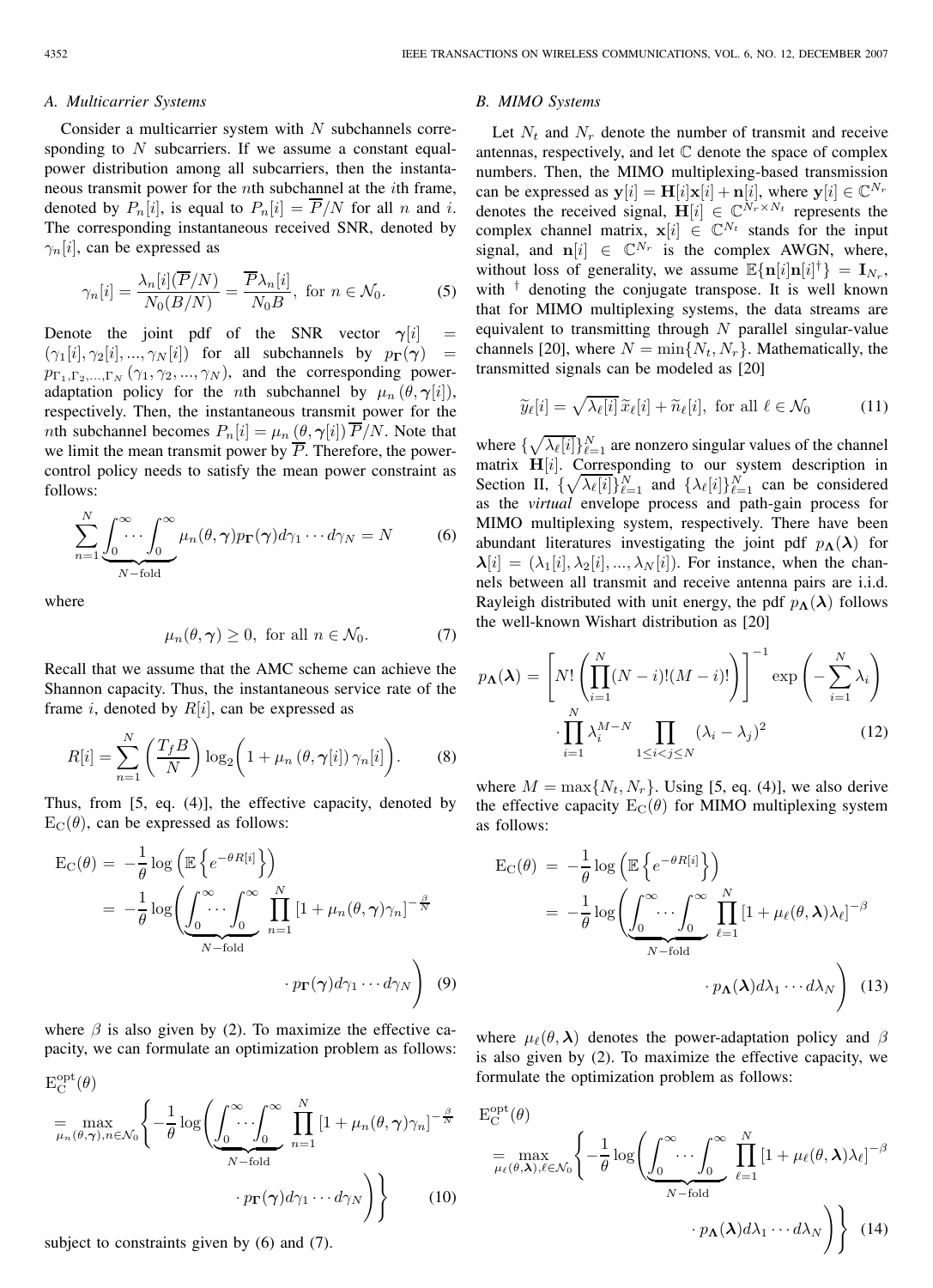### A. Multicarrier Systems

Consider a multicarrier system with $N$ subchannels corresponding to $N$ subcarriers. If we assume a constant equal-power distribution among all subcarriers, then the instantaneous transmit power for the $n$th subchannel at the $i$th frame, denoted by $P_n[i]$, is equal to $P_n[i] = \overline{P}/N$ for all $n$ and $i$. The corresponding instantaneous received SNR, denoted by $\gamma_n[i]$, can be expressed as

$$\gamma_n[i] = \frac{\lambda_n[i](\overline{P}/N)}{N_0(B/N)} = \frac{\overline{P}\lambda_n[i]}{N_0 B}, \text{ for } n \in \mathcal{N}_0. \tag{5}$$

Denote the joint pdf of the SNR vector $\boldsymbol{\gamma}[i] = (\gamma_1[i], \gamma_2[i], ..., \gamma_N[i])$ for all subchannels by $p_{\boldsymbol{\Gamma}}(\boldsymbol{\gamma}) = p_{\Gamma_1,\Gamma_2,...,\Gamma_N}(\gamma_1, \gamma_2, ..., \gamma_N)$, and the corresponding power-adaptation policy for the $n$th subchannel by $\mu_n(\theta, \boldsymbol{\gamma}[i])$, respectively. Then, the instantaneous transmit power for the $n$th subchannel becomes $P_n[i] = \mu_n(\theta, \boldsymbol{\gamma}[i])\overline{P}/N$. Note that we limit the mean transmit power by $\overline{P}$. Therefore, the power-control policy needs to satisfy the mean power constraint as follows:

$$\sum_{n=1}^{N} \underbrace{\int_0^\infty \cdots \int_0^\infty}_{N-\text{fold}} \mu_n(\theta, \boldsymbol{\gamma}) p_{\boldsymbol{\Gamma}}(\boldsymbol{\gamma}) d\gamma_1 \cdots d\gamma_N = N \tag{6}$$

where

$$\mu_n(\theta, \boldsymbol{\gamma}) \geq 0, \text{ for all } n \in \mathcal{N}_0. \tag{7}$$

Recall that we assume that the AMC scheme can achieve the Shannon capacity. Thus, the instantaneous service rate of the frame $i$, denoted by $R[i]$, can be expressed as

$$R[i] = \sum_{n=1}^{N} \left(\frac{T_f B}{N}\right) \log_2\left(1 + \mu_n(\theta, \boldsymbol{\gamma}[i])\, \gamma_n[i]\right). \tag{8}$$

Thus, from [5, eq. (4)], the effective capacity, denoted by $\mathrm{E_C}(\theta)$, can be expressed as follows:

$$\begin{aligned}
\mathrm{E_C}(\theta) &= -\frac{1}{\theta}\log\left(\mathbb{E}\left\{e^{-\theta R[i]}\right\}\right) \\
&= -\frac{1}{\theta}\log\Bigg(\underbrace{\int_0^\infty \cdots \int_0^\infty}_{N-\text{fold}} \prod_{n=1}^{N} \left[1 + \mu_n(\theta, \boldsymbol{\gamma})\gamma_n\right]^{-\frac{\beta}{N}} \\
&\qquad \cdot p_{\boldsymbol{\Gamma}}(\boldsymbol{\gamma}) d\gamma_1 \cdots d\gamma_N\Bigg)
\end{aligned} \tag{9}$$

where $\beta$ is also given by (2). To maximize the effective capacity, we can formulate an optimization problem as follows:

$$\begin{aligned}
&\mathrm{E_C^{opt}}(\theta) \\
&= \max_{\mu_n(\theta,\boldsymbol{\gamma}), n \in \mathcal{N}_0} \Bigg\{-\frac{1}{\theta}\log\Bigg(\underbrace{\int_0^\infty \cdots \int_0^\infty}_{N-\text{fold}} \prod_{n=1}^{N} \left[1 + \mu_n(\theta, \boldsymbol{\gamma})\gamma_n\right]^{-\frac{\beta}{N}} \\
&\qquad \cdot p_{\boldsymbol{\Gamma}}(\boldsymbol{\gamma}) d\gamma_1 \cdots d\gamma_N\Bigg)\Bigg\}
\end{aligned} \tag{10}$$

subject to constraints given by (6) and (7).

### B. MIMO Systems

Let $N_t$ and $N_r$ denote the number of transmit and receive antennas, respectively, and let $\mathbb{C}$ denote the space of complex numbers. Then, the MIMO multiplexing-based transmission can be expressed as $\mathbf{y}[i] = \mathbf{H}[i]\mathbf{x}[i] + \mathbf{n}[i]$, where $\mathbf{y}[i] \in \mathbb{C}^{N_r}$ denotes the received signal, $\mathbf{H}[i] \in \mathbb{C}^{N_r \times N_t}$ represents the complex channel matrix, $\mathbf{x}[i] \in \mathbb{C}^{N_t}$ stands for the input signal, and $\mathbf{n}[i] \in \mathbb{C}^{N_r}$ is the complex AWGN, where, without loss of generality, we assume $\mathbb{E}\{\mathbf{n}[i]\mathbf{n}[i]^\dagger\} = \mathbf{I}_{N_r}$, with $^\dagger$ denoting the conjugate transpose. It is well known that for MIMO multiplexing systems, the data streams are equivalent to transmitting through $N$ parallel singular-value channels [20], where $N = \min\{N_t, N_r\}$. Mathematically, the transmitted signals can be modeled as [20]

$$\widetilde{y}_\ell[i] = \sqrt{\lambda_\ell[i]}\, \widetilde{x}_\ell[i] + \widetilde{n}_\ell[i], \text{ for all } \ell \in \mathcal{N}_0 \tag{11}$$

where $\{\sqrt{\lambda_\ell[i]}\}_{\ell=1}^N$ are nonzero singular values of the channel matrix $\mathbf{H}[i]$. Corresponding to our system description in Section II, $\{\sqrt{\lambda_\ell[i]}\}_{\ell=1}^N$ and $\{\lambda_\ell[i]\}_{\ell=1}^N$ can be considered as the *virtual* envelope process and path-gain process for MIMO multiplexing system, respectively. There have been abundant literatures investigating the joint pdf $p_{\boldsymbol{\Lambda}}(\boldsymbol{\lambda})$ for $\boldsymbol{\lambda}[i] = (\lambda_1[i], \lambda_2[i], ..., \lambda_N[i])$. For instance, when the channels between all transmit and receive antenna pairs are i.i.d. Rayleigh distributed with unit energy, the pdf $p_{\boldsymbol{\Lambda}}(\boldsymbol{\lambda})$ follows the well-known Wishart distribution as [20]

$$\begin{aligned}
p_{\boldsymbol{\Lambda}}(\boldsymbol{\lambda}) &= \left[N!\left(\prod_{i=1}^{N}(N-i)!(M-i)!\right)\right]^{-1} \exp\left(-\sum_{i=1}^{N}\lambda_i\right) \\
&\quad \cdot \prod_{i=1}^{N} \lambda_i^{M-N} \prod_{1 \leq i < j \leq N} (\lambda_i - \lambda_j)^2
\end{aligned} \tag{12}$$

where $M = \max\{N_t, N_r\}$. Using [5, eq. (4)], we also derive the effective capacity $\mathrm{E_C}(\theta)$ for MIMO multiplexing system as follows:

$$\begin{aligned}
\mathrm{E_C}(\theta) &= -\frac{1}{\theta}\log\left(\mathbb{E}\left\{e^{-\theta R[i]}\right\}\right) \\
&= -\frac{1}{\theta}\log\Bigg(\underbrace{\int_0^\infty \cdots \int_0^\infty}_{N-\text{fold}} \prod_{\ell=1}^{N} \left[1 + \mu_\ell(\theta, \boldsymbol{\lambda})\lambda_\ell\right]^{-\beta} \\
&\qquad \cdot p_{\boldsymbol{\Lambda}}(\boldsymbol{\lambda}) d\lambda_1 \cdots d\lambda_N\Bigg)
\end{aligned} \tag{13}$$

where $\mu_\ell(\theta, \boldsymbol{\lambda})$ denotes the power-adaptation policy and $\beta$ is also given by (2). To maximize the effective capacity, we formulate the optimization problem as follows:

$$\begin{aligned}
&\mathrm{E_C^{opt}}(\theta) \\
&= \max_{\mu_\ell(\theta,\boldsymbol{\lambda}), \ell \in \mathcal{N}_0} \Bigg\{-\frac{1}{\theta}\log\Bigg(\underbrace{\int_0^\infty \cdots \int_0^\infty}_{N-\text{fold}} \prod_{\ell=1}^{N} \left[1 + \mu_\ell(\theta, \boldsymbol{\lambda})\lambda_\ell\right]^{-\beta} \\
&\qquad \cdot p_{\boldsymbol{\Lambda}}(\boldsymbol{\lambda}) d\lambda_1 \cdots d\lambda_N\Bigg)\Bigg\}
\end{aligned} \tag{14}$$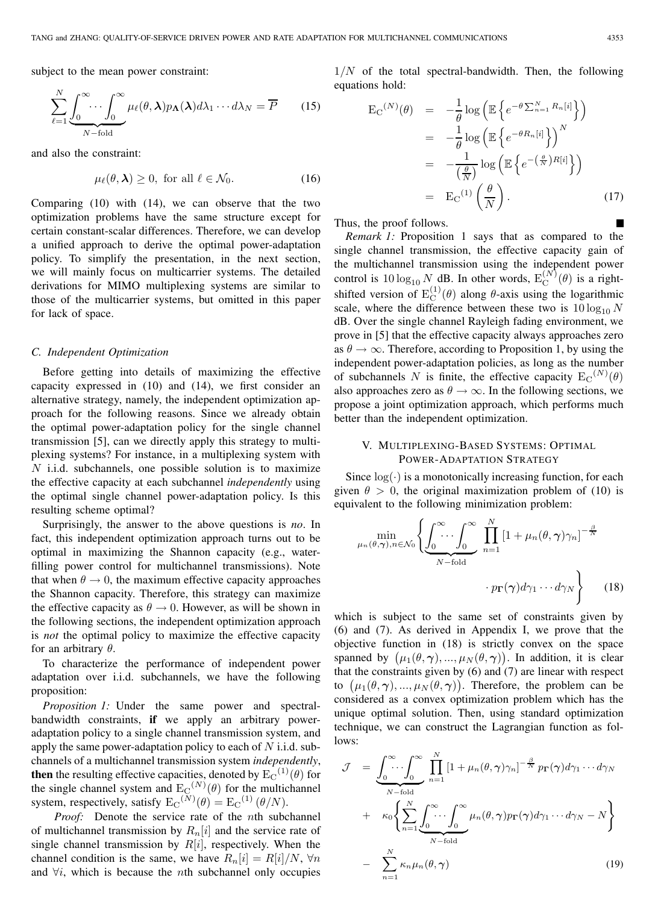subject to the mean power constraint:

$$\sum_{\ell=1}^{N} \underbrace{\int_0^\infty \cdots \int_0^\infty}_{N-\text{fold}} \mu_\ell(\theta, \boldsymbol{\lambda}) p_{\boldsymbol{\Lambda}}(\boldsymbol{\lambda}) d\lambda_1 \cdots d\lambda_N = \overline{P} \tag{15}$$

and also the constraint:

$$\mu_\ell(\theta, \boldsymbol{\lambda}) \geq 0, \text{ for all } \ell \in \mathcal{N}_0. \tag{16}$$

Comparing (10) with (14), we can observe that the two optimization problems have the same structure except for certain constant-scalar differences. Therefore, we can develop a unified approach to derive the optimal power-adaptation policy. To simplify the presentation, in the next section, we will mainly focus on multicarrier systems. The detailed derivations for MIMO multiplexing systems are similar to those of the multicarrier systems, but omitted in this paper for lack of space.

### C. Independent Optimization

Before getting into details of maximizing the effective capacity expressed in (10) and (14), we first consider an alternative strategy, namely, the independent optimization approach for the following reasons. Since we already obtain the optimal power-adaptation policy for the single channel transmission [5], can we directly apply this strategy to multiplexing systems? For instance, in a multiplexing system with $N$ i.i.d. subchannels, one possible solution is to maximize the effective capacity at each subchannel *independently* using the optimal single channel power-adaptation policy. Is this resulting scheme optimal?

Surprisingly, the answer to the above questions is *no*. In fact, this independent optimization approach turns out to be optimal in maximizing the Shannon capacity (e.g., water-filling power control for multichannel transmissions). Note that when $\theta \to 0$, the maximum effective capacity approaches the Shannon capacity. Therefore, this strategy can maximize the effective capacity as $\theta \to 0$. However, as will be shown in the following sections, the independent optimization approach is *not* the optimal policy to maximize the effective capacity for an arbitrary $\theta$.

To characterize the performance of independent power adaptation over i.i.d. subchannels, we have the following proposition:

*Proposition 1:* Under the same power and spectral-bandwidth constraints, **if** we apply an arbitrary power-adaptation policy to a single channel transmission system, and apply the same power-adaptation policy to each of $N$ i.i.d. subchannels of a multichannel transmission system *independently*, **then** the resulting effective capacities, denoted by ${\rm E_C}^{(1)}(\theta)$ for the single channel system and ${\rm E_C}^{(N)}(\theta)$ for the multichannel system, respectively, satisfy ${\rm E_C}^{(N)}(\theta) = {\rm E_C}^{(1)}(\theta/N)$.

*Proof:* Denote the service rate of the $n$th subchannel of multichannel transmission by $R_n[i]$ and the service rate of single channel transmission by $R[i]$, respectively. When the channel condition is the same, we have $R_n[i] = R[i]/N$, $\forall n$ and $\forall i$, which is because the $n$th subchannel only occupies $1/N$ of the total spectral-bandwidth. Then, the following equations hold:

$$\begin{aligned}
{\rm E_C}^{(N)}(\theta) &= -\frac{1}{\theta}\log\left(\mathbb{E}\left\{e^{-\theta\sum_{n=1}^{N}R_n[i]}\right\}\right) \\
&= -\frac{1}{\theta}\log\left(\mathbb{E}\left\{e^{-\theta R_n[i]}\right\}\right)^N \\
&= -\frac{1}{\left(\frac{\theta}{N}\right)}\log\left(\mathbb{E}\left\{e^{-\left(\frac{\theta}{N}\right)R[i]}\right\}\right) \\
&= {\rm E_C}^{(1)}\left(\frac{\theta}{N}\right).
\end{aligned} \tag{17}$$

Thus, the proof follows. ■

*Remark 1:* Proposition 1 says that as compared to the single channel transmission, the effective capacity gain of the multichannel transmission using the independent power control is $10\log_{10}N$ dB. In other words, ${\rm E}_{\rm C}^{(N)}(\theta)$ is a right-shifted version of ${\rm E}_{\rm C}^{(1)}(\theta)$ along $\theta$-axis using the logarithmic scale, where the difference between these two is $10\log_{10}N$ dB. Over the single channel Rayleigh fading environment, we prove in [5] that the effective capacity always approaches zero as $\theta \to \infty$. Therefore, according to Proposition 1, by using the independent power-adaptation policies, as long as the number of subchannels $N$ is finite, the effective capacity ${\rm E_C}^{(N)}(\theta)$ also approaches zero as $\theta \to \infty$. In the following sections, we propose a joint optimization approach, which performs much better than the independent optimization.

## V. Multiplexing-Based Systems: Optimal Power-Adaptation Strategy

Since $\log(\cdot)$ is a monotonically increasing function, for each given $\theta > 0$, the original maximization problem of (10) is equivalent to the following minimization problem:

$$\min_{\mu_n(\theta,\boldsymbol{\gamma}), n\in\mathcal{N}_0} \left\{ \underbrace{\int_0^\infty \cdots \int_0^\infty}_{N-\text{fold}} \prod_{n=1}^{N} \left[1 + \mu_n(\theta, \boldsymbol{\gamma})\gamma_n\right]^{-\frac{\beta}{N}} \cdot p_{\boldsymbol{\Gamma}}(\boldsymbol{\gamma}) d\gamma_1 \cdots d\gamma_N \right\} \tag{18}$$

which is subject to the same set of constraints given by (6) and (7). As derived in Appendix I, we prove that the objective function in (18) is strictly convex on the space spanned by $\big(\mu_1(\theta,\boldsymbol{\gamma}), ..., \mu_N(\theta,\boldsymbol{\gamma})\big)$. In addition, it is clear that the constraints given by (6) and (7) are linear with respect to $\big(\mu_1(\theta,\boldsymbol{\gamma}), ..., \mu_N(\theta,\boldsymbol{\gamma})\big)$. Therefore, the problem can be considered as a convex optimization problem which has the unique optimal solution. Then, using standard optimization technique, we can construct the Lagrangian function as follows:

$$\begin{aligned}
\mathcal{J} &= \underbrace{\int_0^\infty \cdots \int_0^\infty}_{N-\text{fold}} \prod_{n=1}^{N} \left[1 + \mu_n(\theta, \boldsymbol{\gamma})\gamma_n\right]^{-\frac{\beta}{N}} p_{\boldsymbol{\Gamma}}(\boldsymbol{\gamma}) d\gamma_1 \cdots d\gamma_N \\
&\quad + \kappa_0 \left\{ \sum_{n=1}^{N} \underbrace{\int_0^\infty \cdots \int_0^\infty}_{N-\text{fold}} \mu_n(\theta, \boldsymbol{\gamma}) p_{\boldsymbol{\Gamma}}(\boldsymbol{\gamma}) d\gamma_1 \cdots d\gamma_N - N \right\} \\
&\quad - \sum_{n=1}^{N} \kappa_n \mu_n(\theta, \boldsymbol{\gamma})
\end{aligned} \tag{19}$$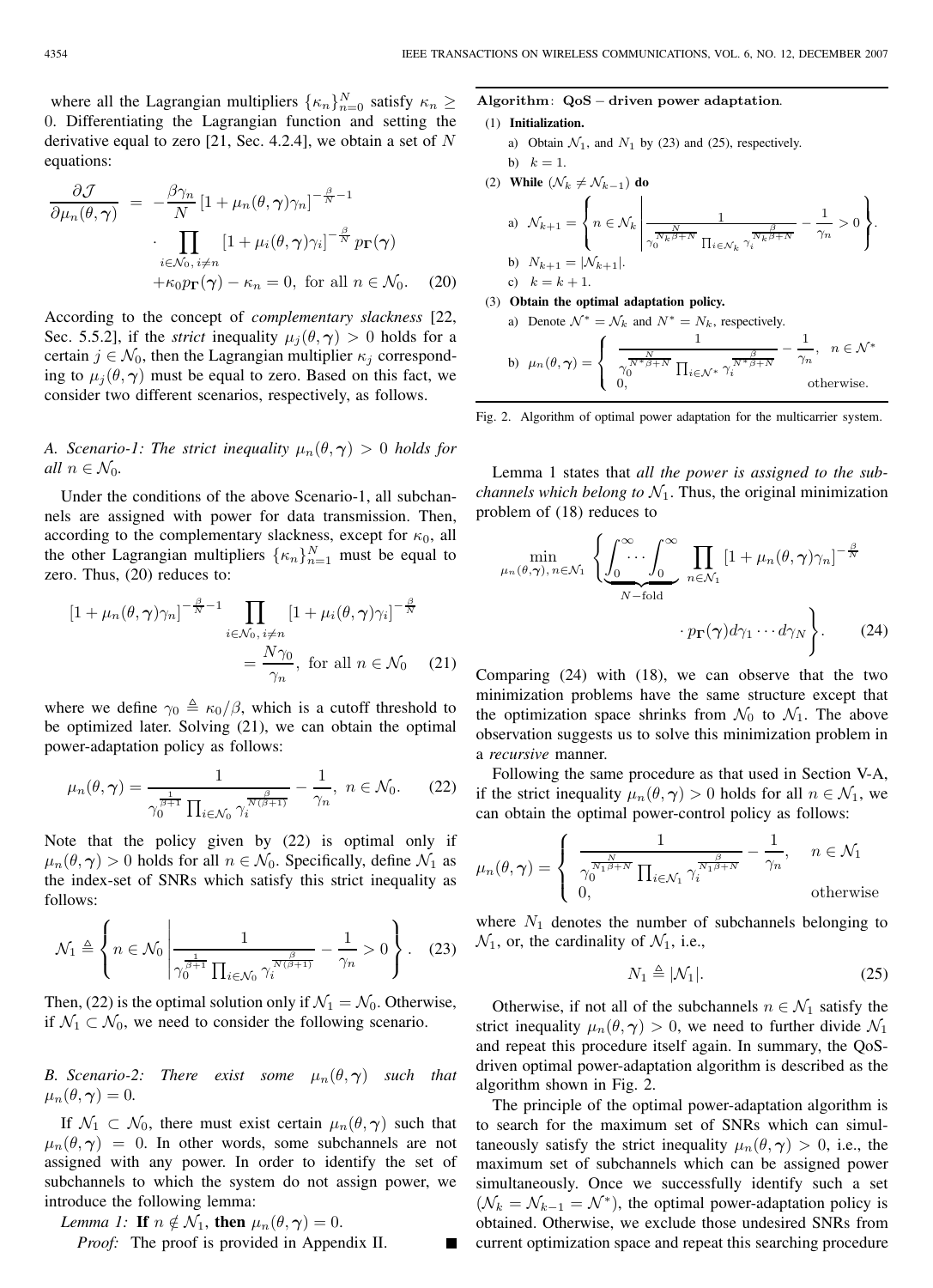where all the Lagrangian multipliers $\{\kappa_n\}_{n=0}^N$ satisfy $\kappa_n \geq 0$. Differentiating the Lagrangian function and setting the derivative equal to zero [21, Sec. 4.2.4], we obtain a set of $N$ equations:

$$
\begin{aligned}
\frac{\partial \mathcal{J}}{\partial \mu_n(\theta, \boldsymbol{\gamma})} = & -\frac{\beta \gamma_n}{N} \left[1 + \mu_n(\theta, \boldsymbol{\gamma})\gamma_n\right]^{-\frac{\beta}{N}-1} \\
& \cdot \prod_{i \in \mathcal{N}_0, i \neq n} \left[1 + \mu_i(\theta, \boldsymbol{\gamma})\gamma_i\right]^{-\frac{\beta}{N}} p_{\mathbf{\Gamma}}(\boldsymbol{\gamma}) \\
& + \kappa_0 p_{\mathbf{\Gamma}}(\boldsymbol{\gamma}) - \kappa_n = 0, \text{ for all } n \in \mathcal{N}_0. \quad (20)
\end{aligned}
$$

According to the concept of *complementary slackness* [22, Sec. 5.5.2], if the *strict* inequality $\mu_j(\theta, \boldsymbol{\gamma}) > 0$ holds for a certain $j \in \mathcal{N}_0$, then the Lagrangian multiplier $\kappa_j$ corresponding to $\mu_j(\theta, \boldsymbol{\gamma})$ must be equal to zero. Based on this fact, we consider two different scenarios, respectively, as follows.

### A. Scenario-1: The strict inequality $\mu_n(\theta, \boldsymbol{\gamma}) > 0$ holds for all $n \in \mathcal{N}_0$.

Under the conditions of the above Scenario-1, all subchannels are assigned with power for data transmission. Then, according to the complementary slackness, except for $\kappa_0$, all the other Lagrangian multipliers $\{\kappa_n\}_{n=1}^N$ must be equal to zero. Thus, (20) reduces to:

$$
\begin{aligned}
\left[1 + \mu_n(\theta, \boldsymbol{\gamma})\gamma_n\right]^{-\frac{\beta}{N}-1} & \prod_{i \in \mathcal{N}_0, i \neq n} \left[1 + \mu_i(\theta, \boldsymbol{\gamma})\gamma_i\right]^{-\frac{\beta}{N}} \\
& = \frac{N\gamma_0}{\gamma_n}, \text{ for all } n \in \mathcal{N}_0 \quad (21)
\end{aligned}
$$

where we define $\gamma_0 \triangleq \kappa_0/\beta$, which is a cutoff threshold to be optimized later. Solving (21), we can obtain the optimal power-adaptation policy as follows:

$$
\mu_n(\theta, \boldsymbol{\gamma}) = \frac{1}{\gamma_0^{\frac{1}{\beta+1}} \prod_{i \in \mathcal{N}_0} \gamma_i^{\frac{\beta}{N(\beta+1)}}} - \frac{1}{\gamma_n}, \ n \in \mathcal{N}_0. \quad (22)
$$

Note that the policy given by (22) is optimal only if $\mu_n(\theta, \boldsymbol{\gamma}) > 0$ holds for all $n \in \mathcal{N}_0$. Specifically, define $\mathcal{N}_1$ as the index-set of SNRs which satisfy this strict inequality as follows:

$$
\mathcal{N}_1 \triangleq \left\{ n \in \mathcal{N}_0 \left| \frac{1}{\gamma_0^{\frac{1}{\beta+1}} \prod_{i \in \mathcal{N}_0} \gamma_i^{\frac{\beta}{N(\beta+1)}}} - \frac{1}{\gamma_n} > 0 \right. \right\}. \quad (23)
$$

Then, (22) is the optimal solution only if $\mathcal{N}_1 = \mathcal{N}_0$. Otherwise, if $\mathcal{N}_1 \subset \mathcal{N}_0$, we need to consider the following scenario.

### B. Scenario-2: There exist some $\mu_n(\theta, \boldsymbol{\gamma})$ such that $\mu_n(\theta, \boldsymbol{\gamma}) = 0$.

If $\mathcal{N}_1 \subset \mathcal{N}_0$, there must exist certain $\mu_n(\theta, \boldsymbol{\gamma})$ such that $\mu_n(\theta, \boldsymbol{\gamma}) = 0$. In other words, some subchannels are not assigned with any power. In order to identify the set of subchannels to which the system do not assign power, we introduce the following lemma:

*Lemma 1:* **If** $n \notin \mathcal{N}_1$, **then** $\mu_n(\theta, \boldsymbol{\gamma}) = 0$.

*Proof:* The proof is provided in Appendix II. ∎

---

**Algorithm: QoS – driven power adaptation.**

(1) **Initialization.**
  a) Obtain $\mathcal{N}_1$, and $N_1$ by (23) and (25), respectively.
  b) $k = 1$.

(2) **While** $(\mathcal{N}_k \neq \mathcal{N}_{k-1})$ **do**
  a) $\mathcal{N}_{k+1} = \left\{ n \in \mathcal{N}_k \left| \frac{1}{\gamma_0^{\frac{N}{N_k\beta+N}} \prod_{i \in \mathcal{N}_k} \gamma_i^{\frac{\beta}{N_k\beta+N}}} - \frac{1}{\gamma_n} > 0 \right. \right\}$.
  b) $N_{k+1} = |\mathcal{N}_{k+1}|$.
  c) $k = k + 1$.

(3) **Obtain the optimal adaptation policy.**
  a) Denote $\mathcal{N}^* = \mathcal{N}_k$ and $N^* = N_k$, respectively.
  b) $\mu_n(\theta, \boldsymbol{\gamma}) = \begin{cases} \frac{1}{\gamma_0^{\frac{N}{N^*\beta+N}} \prod_{i \in \mathcal{N}^*} \gamma_i^{\frac{\beta}{N^*\beta+N}}} - \frac{1}{\gamma_n}, & n \in \mathcal{N}^* \\ 0, & \text{otherwise.} \end{cases}$

Fig. 2. Algorithm of optimal power adaptation for the multicarrier system.

---

Lemma 1 states that *all the power is assigned to the subchannels which belong to* $\mathcal{N}_1$. Thus, the original minimization problem of (18) reduces to

$$
\min_{\mu_n(\theta, \boldsymbol{\gamma}), n \in \mathcal{N}_1} \left\{ \underbrace{\int_0^\infty \cdots \int_0^\infty}_{N-\text{fold}} \prod_{n \in \mathcal{N}_1} \left[1 + \mu_n(\theta, \boldsymbol{\gamma})\gamma_n\right]^{-\frac{\beta}{N}} \cdot p_{\mathbf{\Gamma}}(\boldsymbol{\gamma}) d\gamma_1 \cdots d\gamma_N \right\}. \quad (24)
$$

Comparing (24) with (18), we can observe that the two minimization problems have the same structure except that the optimization space shrinks from $\mathcal{N}_0$ to $\mathcal{N}_1$. The above observation suggests us to solve this minimization problem in a *recursive* manner.

Following the same procedure as that used in Section V-A, if the strict inequality $\mu_n(\theta, \boldsymbol{\gamma}) > 0$ holds for all $n \in \mathcal{N}_1$, we can obtain the optimal power-control policy as follows:

$$
\mu_n(\theta, \boldsymbol{\gamma}) = \begin{cases} \frac{1}{\gamma_0^{\frac{N}{N_1\beta+N}} \prod_{i \in \mathcal{N}_1} \gamma_i^{\frac{\beta}{N_1\beta+N}}} - \frac{1}{\gamma_n}, & n \in \mathcal{N}_1 \\ 0, & \text{otherwise} \end{cases}
$$

where $N_1$ denotes the number of subchannels belonging to $\mathcal{N}_1$, or, the cardinality of $\mathcal{N}_1$, i.e.,

$$
N_1 \triangleq |\mathcal{N}_1|. \quad (25)
$$

Otherwise, if not all of the subchannels $n \in \mathcal{N}_1$ satisfy the strict inequality $\mu_n(\theta, \boldsymbol{\gamma}) > 0$, we need to further divide $\mathcal{N}_1$ and repeat this procedure itself again. In summary, the QoS-driven optimal power-adaptation algorithm is described as the algorithm shown in Fig. 2.

The principle of the optimal power-adaptation algorithm is to search for the maximum set of SNRs which can simultaneously satisfy the strict inequality $\mu_n(\theta, \boldsymbol{\gamma}) > 0$, i.e., the maximum set of subchannels which can be assigned power simultaneously. Once we successfully identify such a set $(\mathcal{N}_k = \mathcal{N}_{k-1} = \mathcal{N}^*)$, the optimal power-adaptation policy is obtained. Otherwise, we exclude those undesired SNRs from current optimization space and repeat this searching procedure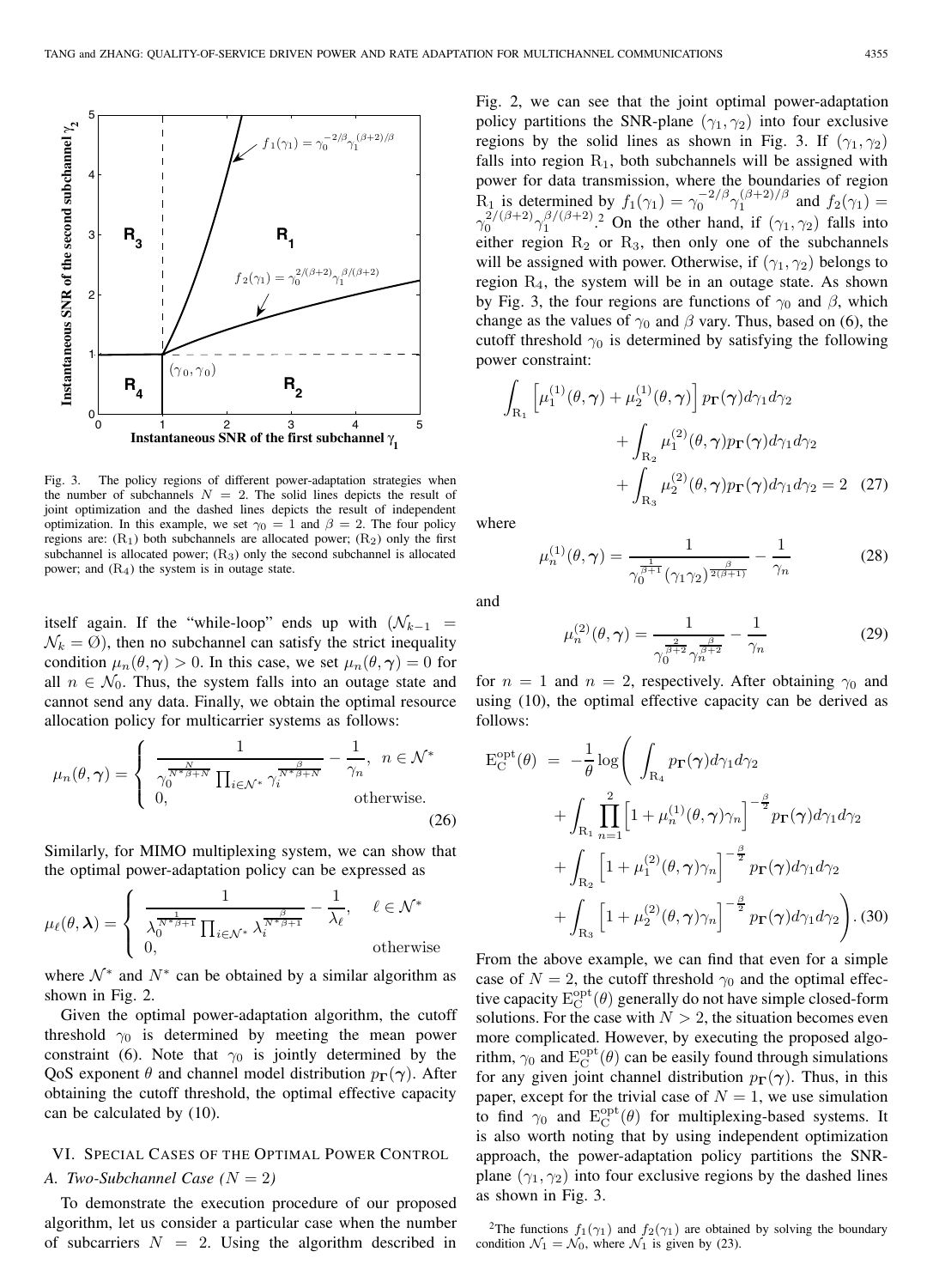Fig. 3. The policy regions of different power-adaptation strategies when the number of subchannels $N = 2$. The solid lines depicts the result of joint optimization and the dashed lines depicts the result of independent optimization. In this example, we set $\gamma_0 = 1$ and $\beta = 2$. The four policy regions are: ($\mathrm{R}_1$) both subchannels are allocated power; ($\mathrm{R}_2$) only the first subchannel is allocated power; ($\mathrm{R}_3$) only the second subchannel is allocated power; and ($\mathrm{R}_4$) the system is in outage state.

itself again. If the "while-loop" ends up with ($\mathcal{N}_{k-1} = \mathcal{N}_k = \emptyset$), then no subchannel can satisfy the strict inequality condition $\mu_n(\theta, \boldsymbol{\gamma}) > 0$. In this case, we set $\mu_n(\theta, \boldsymbol{\gamma}) = 0$ for all $n \in \mathcal{N}_0$. Thus, the system falls into an outage state and cannot send any data. Finally, we obtain the optimal resource allocation policy for multicarrier systems as follows:

$$\mu_n(\theta, \boldsymbol{\gamma}) = \begin{cases} \dfrac{1}{\gamma_0^{\frac{N}{N^*\beta+N}} \prod_{i\in\mathcal{N}^*} \gamma_i^{\frac{\beta}{N^*\beta+N}}} - \dfrac{1}{\gamma_n}, & n \in \mathcal{N}^* \\ 0, & \text{otherwise.} \end{cases} \tag{26}$$

Similarly, for MIMO multiplexing system, we can show that the optimal power-adaptation policy can be expressed as

$$\mu_\ell(\theta, \boldsymbol{\lambda}) = \begin{cases} \dfrac{1}{\lambda_0^{\frac{1}{N^*\beta+1}} \prod_{i\in\mathcal{N}^*} \lambda_i^{\frac{\beta}{N^*\beta+1}}} - \dfrac{1}{\lambda_\ell}, & \ell \in \mathcal{N}^* \\ 0, & \text{otherwise} \end{cases}$$

where $\mathcal{N}^*$ and $N^*$ can be obtained by a similar algorithm as shown in Fig. 2.

Given the optimal power-adaptation algorithm, the cutoff threshold $\gamma_0$ is determined by meeting the mean power constraint (6). Note that $\gamma_0$ is jointly determined by the QoS exponent $\theta$ and channel model distribution $p_{\boldsymbol{\Gamma}}(\boldsymbol{\gamma})$. After obtaining the cutoff threshold, the optimal effective capacity can be calculated by (10).

## VI. Special Cases of the Optimal Power Control

### A. Two-Subchannel Case ($N = 2$)

To demonstrate the execution procedure of our proposed algorithm, let us consider a particular case when the number of subcarriers $N = 2$. Using the algorithm described in Fig. 2, we can see that the joint optimal power-adaptation policy partitions the SNR-plane $(\gamma_1, \gamma_2)$ into four exclusive regions by the solid lines as shown in Fig. 3. If $(\gamma_1, \gamma_2)$ falls into region $\mathrm{R}_1$, both subchannels will be assigned with power for data transmission, where the boundaries of region $\mathrm{R}_1$ is determined by $f_1(\gamma_1) = \gamma_0^{-2/\beta}\gamma_1^{(\beta+2)/\beta}$ and $f_2(\gamma_1) = \gamma_0^{2/(\beta+2)}\gamma_1^{\beta/(\beta+2)}$.[2] On the other hand, if $(\gamma_1, \gamma_2)$ falls into either region $\mathrm{R}_2$ or $\mathrm{R}_3$, then only one of the subchannels will be assigned with power. Otherwise, if $(\gamma_1, \gamma_2)$ belongs to region $\mathrm{R}_4$, the system will be in an outage state. As shown by Fig. 3, the four regions are functions of $\gamma_0$ and $\beta$, which change as the values of $\gamma_0$ and $\beta$ vary. Thus, based on (6), the cutoff threshold $\gamma_0$ is determined by satisfying the following power constraint:

$$\begin{aligned} \int_{\mathrm{R}_1} \left[\mu_1^{(1)}(\theta, \boldsymbol{\gamma}) + \mu_2^{(1)}(\theta, \boldsymbol{\gamma})\right] p_{\boldsymbol{\Gamma}}(\boldsymbol{\gamma}) d\gamma_1 d\gamma_2 &\\ + \int_{\mathrm{R}_2} \mu_1^{(2)}(\theta, \boldsymbol{\gamma}) p_{\boldsymbol{\Gamma}}(\boldsymbol{\gamma}) d\gamma_1 d\gamma_2 &\\ + \int_{\mathrm{R}_3} \mu_2^{(2)}(\theta, \boldsymbol{\gamma}) p_{\boldsymbol{\Gamma}}(\boldsymbol{\gamma}) d\gamma_1 d\gamma_2 &= 2 \end{aligned} \tag{27}$$

where

$$\mu_n^{(1)}(\theta, \boldsymbol{\gamma}) = \frac{1}{\gamma_0^{\frac{1}{\beta+1}} (\gamma_1\gamma_2)^{\frac{\beta}{2(\beta+1)}}} - \frac{1}{\gamma_n} \tag{28}$$

and

$$\mu_n^{(2)}(\theta, \boldsymbol{\gamma}) = \frac{1}{\gamma_0^{\frac{2}{\beta+2}} \gamma_n^{\frac{\beta}{\beta+2}}} - \frac{1}{\gamma_n} \tag{29}$$

for $n = 1$ and $n = 2$, respectively. After obtaining $\gamma_0$ and using (10), the optimal effective capacity can be derived as follows:

$$\begin{aligned} \mathrm{E}_{\mathrm{C}}^{\mathrm{opt}}(\theta) = -\frac{1}{\theta}\log\Bigg( &\int_{\mathrm{R}_4} p_{\boldsymbol{\Gamma}}(\boldsymbol{\gamma}) d\gamma_1 d\gamma_2 \\ &+ \int_{\mathrm{R}_1} \prod_{n=1}^{2} \left[1 + \mu_n^{(1)}(\theta, \boldsymbol{\gamma})\gamma_n\right]^{-\frac{\beta}{2}} p_{\boldsymbol{\Gamma}}(\boldsymbol{\gamma}) d\gamma_1 d\gamma_2 \\ &+ \int_{\mathrm{R}_2} \left[1 + \mu_1^{(2)}(\theta, \boldsymbol{\gamma})\gamma_n\right]^{-\frac{\beta}{2}} p_{\boldsymbol{\Gamma}}(\boldsymbol{\gamma}) d\gamma_1 d\gamma_2 \\ &+ \int_{\mathrm{R}_3} \left[1 + \mu_2^{(2)}(\theta, \boldsymbol{\gamma})\gamma_n\right]^{-\frac{\beta}{2}} p_{\boldsymbol{\Gamma}}(\boldsymbol{\gamma}) d\gamma_1 d\gamma_2 \Bigg). \end{aligned} \tag{30}$$

From the above example, we can find that even for a simple case of $N = 2$, the cutoff threshold $\gamma_0$ and the optimal effective capacity $\mathrm{E}_{\mathrm{C}}^{\mathrm{opt}}(\theta)$ generally do not have simple closed-form solutions. For the case with $N > 2$, the situation becomes even more complicated. However, by executing the proposed algorithm, $\gamma_0$ and $\mathrm{E}_{\mathrm{C}}^{\mathrm{opt}}(\theta)$ can be easily found through simulations for any given joint channel distribution $p_{\boldsymbol{\Gamma}}(\boldsymbol{\gamma})$. Thus, in this paper, except for the trivial case of $N = 1$, we use simulation to find $\gamma_0$ and $\mathrm{E}_{\mathrm{C}}^{\mathrm{opt}}(\theta)$ for multiplexing-based systems. It is also worth noting that by using independent optimization approach, the power-adaptation policy partitions the SNR-plane $(\gamma_1, \gamma_2)$ into four exclusive regions by the dashed lines as shown in Fig. 3.

[2] The functions $f_1(\gamma_1)$ and $f_2(\gamma_1)$ are obtained by solving the boundary condition $\mathcal{N}_1 = \mathcal{N}_0$, where $\mathcal{N}_1$ is given by (23).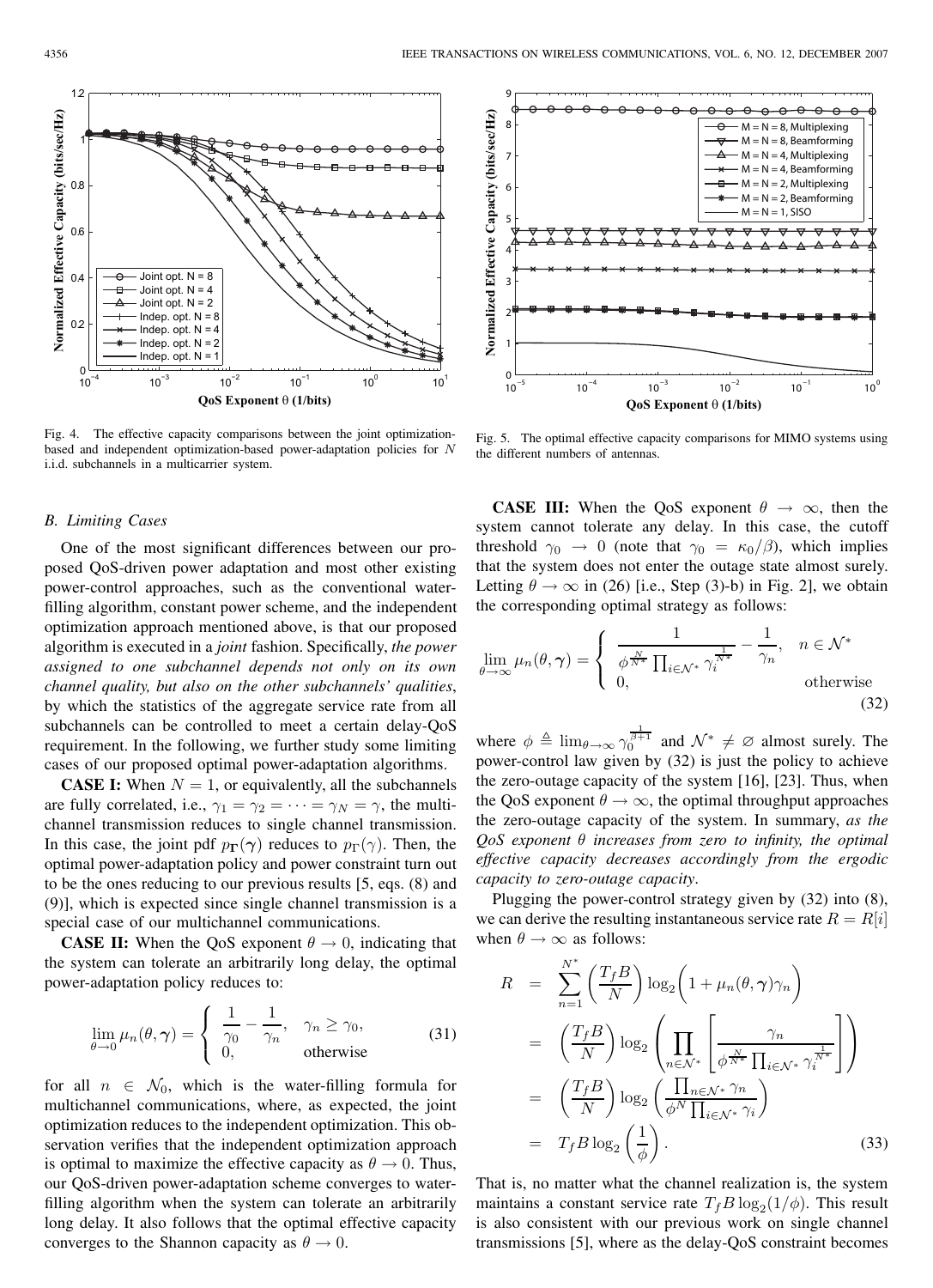Fig. 4. The effective capacity comparisons between the joint optimization-based and independent optimization-based power-adaptation policies for $N$ i.i.d. subchannels in a multicarrier system.

Fig. 5. The optimal effective capacity comparisons for MIMO systems using the different numbers of antennas.

### B. Limiting Cases

One of the most significant differences between our proposed QoS-driven power adaptation and most other existing power-control approaches, such as the conventional water-filling algorithm, constant power scheme, and the independent optimization approach mentioned above, is that our proposed algorithm is executed in a *joint* fashion. Specifically, *the power assigned to one subchannel depends not only on its own channel quality, but also on the other subchannels' qualities*, by which the statistics of the aggregate service rate from all subchannels can be controlled to meet a certain delay-QoS requirement. In the following, we further study some limiting cases of our proposed optimal power-adaptation algorithms.

**CASE I:** When $N = 1$, or equivalently, all the subchannels are fully correlated, i.e., $\gamma_1 = \gamma_2 = \cdots = \gamma_N = \gamma$, the multichannel transmission reduces to single channel transmission. In this case, the joint pdf $p_{\mathbf{\Gamma}}(\boldsymbol{\gamma})$ reduces to $p_{\Gamma}(\gamma)$. Then, the optimal power-adaptation policy and power constraint turn out to be the ones reducing to our previous results [5, eqs. (8) and (9)], which is expected since single channel transmission is a special case of our multichannel communications.

**CASE II:** When the QoS exponent $\theta \to 0$, indicating that the system can tolerate an arbitrarily long delay, the optimal power-adaptation policy reduces to:

$$\lim_{\theta \to 0} \mu_n(\theta, \boldsymbol{\gamma}) = \begin{cases} \dfrac{1}{\gamma_0} - \dfrac{1}{\gamma_n}, & \gamma_n \geq \gamma_0, \\ 0, & \text{otherwise} \end{cases} \tag{31}$$

for all $n \in \mathcal{N}_0$, which is the water-filling formula for multichannel communications, where, as expected, the joint optimization reduces to the independent optimization. This observation verifies that the independent optimization approach is optimal to maximize the effective capacity as $\theta \to 0$. Thus, our QoS-driven power-adaptation scheme converges to water-filling algorithm when the system can tolerate an arbitrarily long delay. It also follows that the optimal effective capacity converges to the Shannon capacity as $\theta \to 0$.

**CASE III:** When the QoS exponent $\theta \to \infty$, then the system cannot tolerate any delay. In this case, the cutoff threshold $\gamma_0 \to 0$ (note that $\gamma_0 = \kappa_0/\beta$), which implies that the system does not enter the outage state almost surely. Letting $\theta \to \infty$ in (26) [i.e., Step (3)-b) in Fig. 2], we obtain the corresponding optimal strategy as follows:

$$\lim_{\theta \to \infty} \mu_n(\theta, \boldsymbol{\gamma}) = \begin{cases} \dfrac{1}{\phi^{\frac{N}{N^*}} \prod_{i \in \mathcal{N}^*} \gamma_i^{\frac{1}{N^*}}} - \dfrac{1}{\gamma_n}, & n \in \mathcal{N}^* \\ 0, & \text{otherwise} \end{cases} \tag{32}$$

where $\phi \triangleq \lim_{\theta \to \infty} \gamma_0^{\frac{1}{\beta+1}}$ and $\mathcal{N}^* \neq \varnothing$ almost surely. The power-control law given by (32) is just the policy to achieve the zero-outage capacity of the system [16], [23]. Thus, when the QoS exponent $\theta \to \infty$, the optimal throughput approaches the zero-outage capacity of the system. In summary, *as the QoS exponent $\theta$ increases from zero to infinity, the optimal effective capacity decreases accordingly from the ergodic capacity to zero-outage capacity*.

Plugging the power-control strategy given by (32) into (8), we can derive the resulting instantaneous service rate $R = R[i]$ when $\theta \to \infty$ as follows:

$$\begin{aligned} R &= \sum_{n=1}^{N^*} \left(\frac{T_f B}{N}\right) \log_2\Big(1 + \mu_n(\theta, \boldsymbol{\gamma})\gamma_n\Big) \\ &= \left(\frac{T_f B}{N}\right) \log_2 \left( \prod_{n \in \mathcal{N}^*} \left[ \frac{\gamma_n}{\phi^{\frac{N}{N^*}} \prod_{i \in \mathcal{N}^*} \gamma_i^{\frac{1}{N^*}}} \right] \right) \\ &= \left(\frac{T_f B}{N}\right) \log_2 \left( \frac{\prod_{n \in \mathcal{N}^*} \gamma_n}{\phi^N \prod_{i \in \mathcal{N}^*} \gamma_i} \right) \\ &= T_f B \log_2 \left(\frac{1}{\phi}\right). \end{aligned} \tag{33}$$

That is, no matter what the channel realization is, the system maintains a constant service rate $T_f B \log_2(1/\phi)$. This result is also consistent with our previous work on single channel transmissions [5], where as the delay-QoS constraint becomes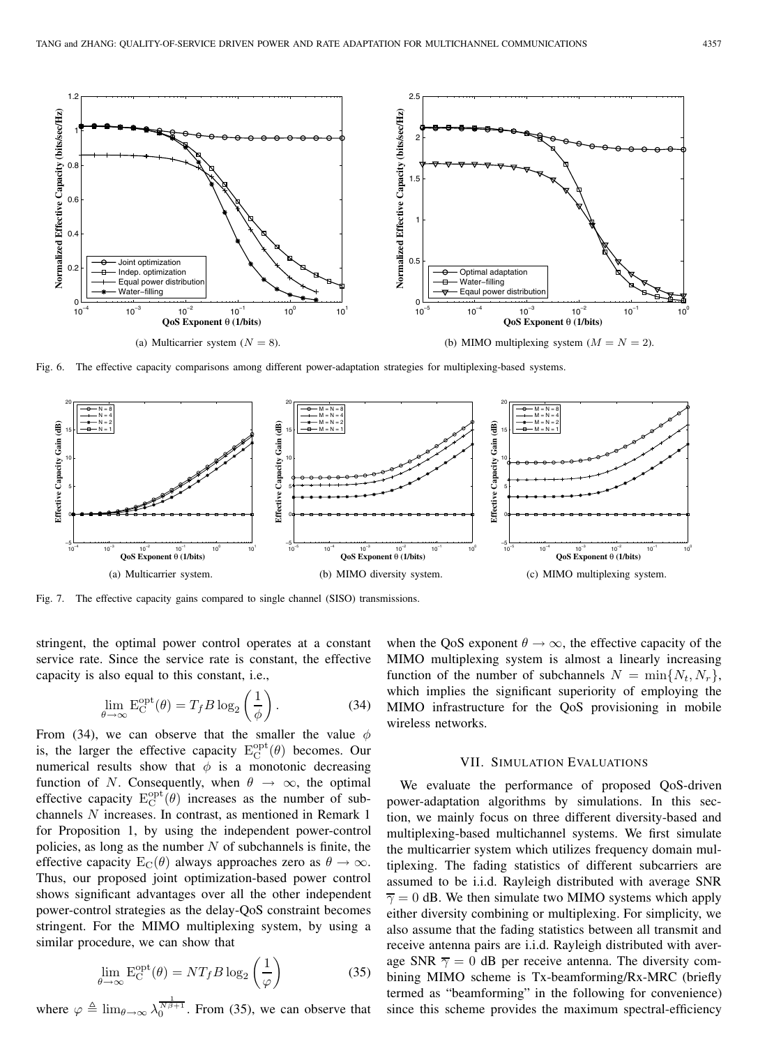(a) Multicarrier system ($N = 8$).

(b) MIMO multiplexing system ($M = N = 2$).

Fig. 6. The effective capacity comparisons among different power-adaptation strategies for multiplexing-based systems.

(a) Multicarrier system.

(b) MIMO diversity system.

(c) MIMO multiplexing system.

Fig. 7. The effective capacity gains compared to single channel (SISO) transmissions.

stringent, the optimal power control operates at a constant service rate. Since the service rate is constant, the effective capacity is also equal to this constant, i.e.,

$$\lim_{\theta \to \infty} \mathrm{E}_{\mathrm{C}}^{\mathrm{opt}}(\theta) = T_f B \log_2 \left( \frac{1}{\phi} \right). \tag{34}$$

From (34), we can observe that the smaller the value $\phi$ is, the larger the effective capacity $\mathrm{E}_{\mathrm{C}}^{\mathrm{opt}}(\theta)$ becomes. Our numerical results show that $\phi$ is a monotonic decreasing function of $N$. Consequently, when $\theta \to \infty$, the optimal effective capacity $\mathrm{E}_{\mathrm{C}}^{\mathrm{opt}}(\theta)$ increases as the number of subchannels $N$ increases. In contrast, as mentioned in Remark 1 for Proposition 1, by using the independent power-control policies, as long as the number $N$ of subchannels is finite, the effective capacity $\mathrm{E}_{\mathrm{C}}(\theta)$ always approaches zero as $\theta \to \infty$. Thus, our proposed joint optimization-based power control shows significant advantages over all the other independent power-control strategies as the delay-QoS constraint becomes stringent. For the MIMO multiplexing system, by using a similar procedure, we can show that

$$\lim_{\theta \to \infty} \mathrm{E}_{\mathrm{C}}^{\mathrm{opt}}(\theta) = N T_f B \log_2 \left( \frac{1}{\varphi} \right) \tag{35}$$

where $\varphi \triangleq \lim_{\theta \to \infty} \lambda_0^{\frac{1}{N\beta+1}}$. From (35), we can observe that when the QoS exponent $\theta \to \infty$, the effective capacity of the MIMO multiplexing system is almost a linearly increasing function of the number of subchannels $N = \min\{N_t, N_r\}$, which implies the significant superiority of employing the MIMO infrastructure for the QoS provisioning in mobile wireless networks.

## VII. Simulation Evaluations

We evaluate the performance of proposed QoS-driven power-adaptation algorithms by simulations. In this section, we mainly focus on three different diversity-based and multiplexing-based multichannel systems. We first simulate the multicarrier system which utilizes frequency domain multiplexing. The fading statistics of different subcarriers are assumed to be i.i.d. Rayleigh distributed with average SNR $\overline{\gamma} = 0$ dB. We then simulate two MIMO systems which apply either diversity combining or multiplexing. For simplicity, we also assume that the fading statistics between all transmit and receive antenna pairs are i.i.d. Rayleigh distributed with average SNR $\overline{\gamma} = 0$ dB per receive antenna. The diversity combining MIMO scheme is Tx-beamforming/Rx-MRC (briefly termed as "beamforming" in the following for convenience) since this scheme provides the maximum spectral-efficiency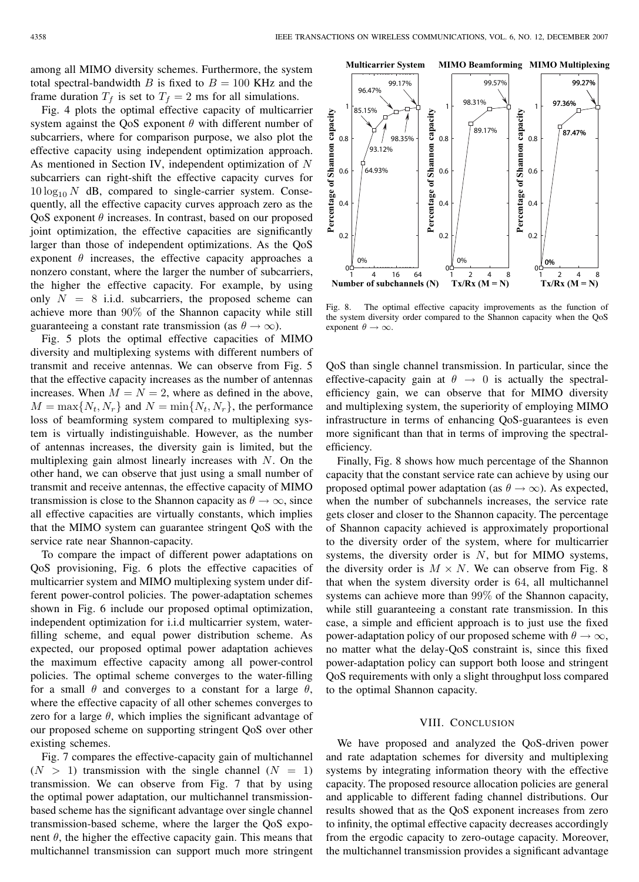among all MIMO diversity schemes. Furthermore, the system total spectral-bandwidth $B$ is fixed to $B = 100$ KHz and the frame duration $T_f$ is set to $T_f = 2$ ms for all simulations.

Fig. 4 plots the optimal effective capacity of multicarrier system against the QoS exponent $\theta$ with different number of subcarriers, where for comparison purpose, we also plot the effective capacity using independent optimization approach. As mentioned in Section IV, independent optimization of $N$ subcarriers can right-shift the effective capacity curves for $10\log_{10} N$ dB, compared to single-carrier system. Consequently, all the effective capacity curves approach zero as the QoS exponent $\theta$ increases. In contrast, based on our proposed joint optimization, the effective capacities are significantly larger than those of independent optimizations. As the QoS exponent $\theta$ increases, the effective capacity approaches a nonzero constant, where the larger the number of subcarriers, the higher the effective capacity. For example, by using only $N = 8$ i.i.d. subcarriers, the proposed scheme can achieve more than 90% of the Shannon capacity while still guaranteeing a constant rate transmission (as $\theta \to \infty$).

Fig. 5 plots the optimal effective capacities of MIMO diversity and multiplexing systems with different numbers of transmit and receive antennas. We can observe from Fig. 5 that the effective capacity increases as the number of antennas increases. When $M = N = 2$, where as defined in the above, $M = \max\{N_t, N_r\}$ and $N = \min\{N_t, N_r\}$, the performance loss of beamforming system compared to multiplexing system is virtually indistinguishable. However, as the number of antennas increases, the diversity gain is limited, but the multiplexing gain almost linearly increases with $N$. On the other hand, we can observe that just using a small number of transmit and receive antennas, the effective capacity of MIMO transmission is close to the Shannon capacity as $\theta \to \infty$, since all effective capacities are virtually constants, which implies that the MIMO system can guarantee stringent QoS with the service rate near Shannon-capacity.

To compare the impact of different power adaptations on QoS provisioning, Fig. 6 plots the effective capacities of multicarrier system and MIMO multiplexing system under different power-control policies. The power-adaptation schemes shown in Fig. 6 include our proposed optimal optimization, independent optimization for i.i.d multicarrier system, water-filling scheme, and equal power distribution scheme. As expected, our proposed optimal power adaptation achieves the maximum effective capacity among all power-control policies. The optimal scheme converges to the water-filling for a small $\theta$ and converges to a constant for a large $\theta$, where the effective capacity of all other schemes converges to zero for a large $\theta$, which implies the significant advantage of our proposed scheme on supporting stringent QoS over other existing schemes.

Fig. 7 compares the effective-capacity gain of multichannel ($N > 1$) transmission with the single channel ($N = 1$) transmission. We can observe from Fig. 7 that by using the optimal power adaptation, our multichannel transmission-based scheme has the significant advantage over single channel transmission-based scheme, where the larger the QoS exponent $\theta$, the higher the effective capacity gain. This means that multichannel transmission can support much more stringent QoS than single channel transmission. In particular, since the effective-capacity gain at $\theta \to 0$ is actually the spectral-efficiency gain, we can observe that for MIMO diversity and multiplexing system, the superiority of employing MIMO infrastructure in terms of enhancing QoS-guarantees is even more significant than that in terms of improving the spectral-efficiency.

Finally, Fig. 8 shows how much percentage of the Shannon capacity that the constant service rate can achieve by using our proposed optimal power adaptation (as $\theta \to \infty$). As expected, when the number of subchannels increases, the service rate gets closer and closer to the Shannon capacity. The percentage of Shannon capacity achieved is approximately proportional to the diversity order of the system, where for multicarrier systems, the diversity order is $N$, but for MIMO systems, the diversity order is $M \times N$. We can observe from Fig. 8 that when the system diversity order is 64, all multichannel systems can achieve more than 99% of the Shannon capacity, while still guaranteeing a constant rate transmission. In this case, a simple and efficient approach is to just use the fixed power-adaptation policy of our proposed scheme with $\theta \to \infty$, no matter what the delay-QoS constraint is, since this fixed power-adaptation policy can support both loose and stringent QoS requirements with only a slight throughput loss compared to the optimal Shannon capacity.

Fig. 8. The optimal effective capacity improvements as the function of the system diversity order compared to the Shannon capacity when the QoS exponent $\theta \to \infty$.

## VIII. Conclusion

We have proposed and analyzed the QoS-driven power and rate adaptation schemes for diversity and multiplexing systems by integrating information theory with the effective capacity. The proposed resource allocation policies are general and applicable to different fading channel distributions. Our results showed that as the QoS exponent increases from zero to infinity, the optimal effective capacity decreases accordingly from the ergodic capacity to zero-outage capacity. Moreover, the multichannel transmission provides a significant advantage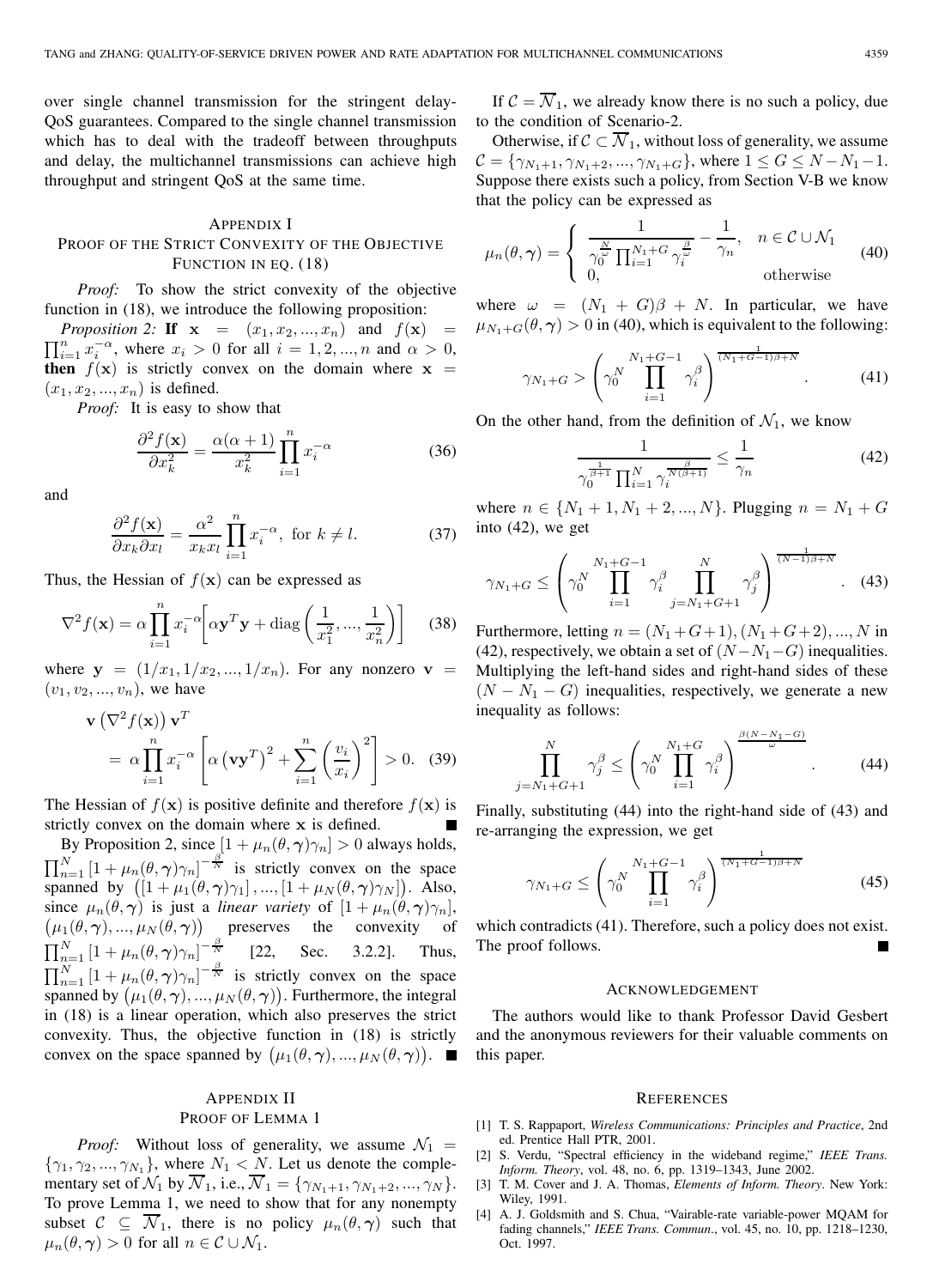over single channel transmission for the stringent delay-QoS guarantees. Compared to the single channel transmission which has to deal with the tradeoff between throughputs and delay, the multichannel transmissions can achieve high throughput and stringent QoS at the same time.

## Appendix I
## Proof of the Strict Convexity of the Objective Function in Eq. (18)

*Proof:* To show the strict convexity of the objective function in (18), we introduce the following proposition:

*Proposition 2:* **If** $\mathbf{x} = (x_1, x_2, ..., x_n)$ and $f(\mathbf{x}) = \prod_{i=1}^{n} x_i^{-\alpha}$, where $x_i > 0$ for all $i = 1, 2, ..., n$ and $\alpha > 0$, **then** $f(\mathbf{x})$ is strictly convex on the domain where $\mathbf{x} = (x_1, x_2, ..., x_n)$ is defined.

*Proof:* It is easy to show that

$$\frac{\partial^2 f(\mathbf{x})}{\partial x_k^2} = \frac{\alpha(\alpha+1)}{x_k^2} \prod_{i=1}^{n} x_i^{-\alpha} \tag{36}$$

and

$$\frac{\partial^2 f(\mathbf{x})}{\partial x_k \partial x_l} = \frac{\alpha^2}{x_k x_l} \prod_{i=1}^{n} x_i^{-\alpha}, \text{ for } k \neq l. \tag{37}$$

Thus, the Hessian of $f(\mathbf{x})$ can be expressed as

$$\nabla^2 f(\mathbf{x}) = \alpha \prod_{i=1}^{n} x_i^{-\alpha} \left[ \alpha \mathbf{y}^T \mathbf{y} + \operatorname{diag}\left( \frac{1}{x_1^2}, ..., \frac{1}{x_n^2} \right) \right] \tag{38}$$

where $\mathbf{y} = (1/x_1, 1/x_2, ..., 1/x_n)$. For any nonzero $\mathbf{v} = (v_1, v_2, ..., v_n)$, we have

$$\mathbf{v}\left(\nabla^2 f(\mathbf{x})\right)\mathbf{v}^T = \alpha \prod_{i=1}^{n} x_i^{-\alpha} \left[ \alpha \left(\mathbf{v}\mathbf{y}^T\right)^2 + \sum_{i=1}^{n} \left( \frac{v_i}{x_i} \right)^2 \right] > 0. \tag{39}$$

The Hessian of $f(\mathbf{x})$ is positive definite and therefore $f(\mathbf{x})$ is strictly convex on the domain where $\mathbf{x}$ is defined. ∎

By Proposition 2, since $[1 + \mu_n(\theta, \boldsymbol{\gamma})\gamma_n] > 0$ always holds, $\prod_{n=1}^{N} [1 + \mu_n(\theta, \boldsymbol{\gamma})\gamma_n]^{-\frac{\beta}{N}}$ is strictly convex on the space spanned by $\left([1 + \mu_1(\theta, \boldsymbol{\gamma})\gamma_1], ..., [1 + \mu_N(\theta, \boldsymbol{\gamma})\gamma_N]\right)$. Also, since $\mu_n(\theta, \boldsymbol{\gamma})$ is just a *linear variety* of $[1 + \mu_n(\theta, \boldsymbol{\gamma})\gamma_n]$, $\left(\mu_1(\theta, \boldsymbol{\gamma}), ..., \mu_N(\theta, \boldsymbol{\gamma})\right)$ preserves the convexity of $\prod_{n=1}^{N} [1 + \mu_n(\theta, \boldsymbol{\gamma})\gamma_n]^{-\frac{\beta}{N}}$ [22, Sec. 3.2.2]. Thus, $\prod_{n=1}^{N} [1 + \mu_n(\theta, \boldsymbol{\gamma})\gamma_n]^{-\frac{\beta}{N}}$ is strictly convex on the space spanned by $\left(\mu_1(\theta, \boldsymbol{\gamma}), ..., \mu_N(\theta, \boldsymbol{\gamma})\right)$. Furthermore, the integral in (18) is a linear operation, which also preserves the strict convexity. Thus, the objective function in (18) is strictly convex on the space spanned by $\left(\mu_1(\theta, \boldsymbol{\gamma}), ..., \mu_N(\theta, \boldsymbol{\gamma})\right)$. ∎

## Appendix II
## Proof of Lemma 1

*Proof:* Without loss of generality, we assume $\mathcal{N}_1 = \{\gamma_1, \gamma_2, ..., \gamma_{N_1}\}$, where $N_1 < N$. Let us denote the complementary set of $\mathcal{N}_1$ by $\overline{\mathcal{N}}_1$, i.e., $\overline{\mathcal{N}}_1 = \{\gamma_{N_1+1}, \gamma_{N_1+2}, ..., \gamma_N\}$. To prove Lemma 1, we need to show that for any nonempty subset $\mathcal{C} \subseteq \overline{\mathcal{N}}_1$, there is no policy $\mu_n(\theta, \boldsymbol{\gamma})$ such that $\mu_n(\theta, \boldsymbol{\gamma}) > 0$ for all $n \in \mathcal{C} \cup \mathcal{N}_1$.

If $\mathcal{C} = \overline{\mathcal{N}}_1$, we already know there is no such a policy, due to the condition of Scenario-2.

Otherwise, if $\mathcal{C} \subset \overline{\mathcal{N}}_1$, without loss of generality, we assume $\mathcal{C} = \{\gamma_{N_1+1}, \gamma_{N_1+2}, ..., \gamma_{N_1+G}\}$, where $1 \leq G \leq N - N_1 - 1$. Suppose there exists such a policy, from Section V-B we know that the policy can be expressed as

$$\mu_n(\theta, \boldsymbol{\gamma}) = \begin{cases} \dfrac{1}{\gamma_0^{\frac{N}{\omega}} \prod_{i=1}^{N_1+G} \gamma_i^{\frac{\beta}{\omega}}} - \dfrac{1}{\gamma_n}, & n \in \mathcal{C} \cup \mathcal{N}_1 \\ 0, & \text{otherwise} \end{cases} \tag{40}$$

where $\omega = (N_1 + G)\beta + N$. In particular, we have $\mu_{N_1+G}(\theta, \boldsymbol{\gamma}) > 0$ in (40), which is equivalent to the following:

$$\gamma_{N_1+G} > \left( \gamma_0^N \prod_{i=1}^{N_1+G-1} \gamma_i^\beta \right)^{\frac{1}{(N_1+G-1)\beta+N}}. \tag{41}$$

On the other hand, from the definition of $\mathcal{N}_1$, we know

$$\frac{1}{\gamma_0^{\frac{1}{\beta+1}} \prod_{i=1}^{N} \gamma_i^{\frac{\beta}{N(\beta+1)}}} \leq \frac{1}{\gamma_n} \tag{42}$$

where $n \in \{N_1 + 1, N_1 + 2, ..., N\}$. Plugging $n = N_1 + G$ into (42), we get

$$\gamma_{N_1+G} \leq \left( \gamma_0^N \prod_{i=1}^{N_1+G-1} \gamma_i^\beta \prod_{j=N_1+G+1}^{N} \gamma_j^\beta \right)^{\frac{1}{(N-1)\beta+N}}. \tag{43}$$

Furthermore, letting $n = (N_1 + G + 1), (N_1 + G + 2), ..., N$ in (42), respectively, we obtain a set of $(N - N_1 - G)$ inequalities. Multiplying the left-hand sides and right-hand sides of these $(N - N_1 - G)$ inequalities, respectively, we generate a new inequality as follows:

$$\prod_{j=N_1+G+1}^{N} \gamma_j^\beta \leq \left( \gamma_0^N \prod_{i=1}^{N_1+G} \gamma_i^\beta \right)^{\frac{\beta(N-N_1-G)}{\omega}}. \tag{44}$$

Finally, substituting (44) into the right-hand side of (43) and re-arranging the expression, we get

$$\gamma_{N_1+G} \leq \left( \gamma_0^N \prod_{i=1}^{N_1+G-1} \gamma_i^\beta \right)^{\frac{1}{(N_1+G-1)\beta+N}} \tag{45}$$

which contradicts (41). Therefore, such a policy does not exist. The proof follows. ∎

## Acknowledgement

The authors would like to thank Professor David Gesbert and the anonymous reviewers for their valuable comments on this paper.

## References

[1] T. S. Rappaport, *Wireless Communications: Principles and Practice*, 2nd ed. Prentice Hall PTR, 2001.

[2] S. Verdu, "Spectral efficiency in the wideband regime," *IEEE Trans. Inform. Theory*, vol. 48, no. 6, pp. 1319–1343, June 2002.

[3] T. M. Cover and J. A. Thomas, *Elements of Inform. Theory*. New York: Wiley, 1991.

[4] A. J. Goldsmith and S. Chua, "Vairable-rate variable-power MQAM for fading channels," *IEEE Trans. Commun.*, vol. 45, no. 10, pp. 1218–1230, Oct. 1997.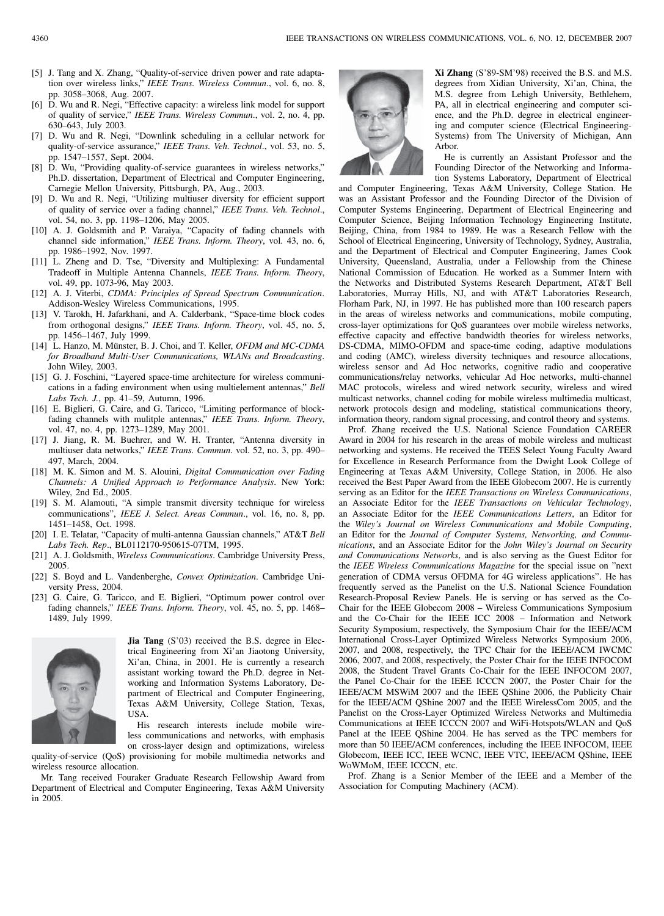[5] J. Tang and X. Zhang, "Quality-of-service driven power and rate adaptation over wireless links," *IEEE Trans. Wireless Commun.*, vol. 6, no. 8, pp. 3058–3068, Aug. 2007.

[6] D. Wu and R. Negi, "Effective capacity: a wireless link model for support of quality of service," *IEEE Trans. Wireless Commun.*, vol. 2, no. 4, pp. 630–643, July 2003.

[7] D. Wu and R. Negi, "Downlink scheduling in a cellular network for quality-of-service assurance," *IEEE Trans. Veh. Technol.*, vol. 53, no. 5, pp. 1547–1557, Sept. 2004.

[8] D. Wu, "Providing quality-of-service guarantees in wireless networks," Ph.D. dissertation, Department of Electrical and Computer Engineering, Carnegie Mellon University, Pittsburgh, PA, Aug., 2003.

[9] D. Wu and R. Negi, "Utilizing multiuser diversity for efficient support of quality of service over a fading channel," *IEEE Trans. Veh. Technol.*, vol. 54, no. 3, pp. 1198–1206, May 2005.

[10] A. J. Goldsmith and P. Varaiya, "Capacity of fading channels with channel side information," *IEEE Trans. Inform. Theory*, vol. 43, no. 6, pp. 1986–1992, Nov. 1997.

[11] L. Zheng and D. Tse, "Diversity and Multiplexing: A Fundamental Tradeoff in Multiple Antenna Channels, *IEEE Trans. Inform. Theory*, vol. 49, pp. 1073-96, May 2003.

[12] A. J. Viterbi, *CDMA: Principles of Spread Spectrum Communication*. Addison-Wesley Wireless Communications, 1995.

[13] V. Tarokh, H. Jafarkhani, and A. Calderbank, "Space-time block codes from orthogonal designs," *IEEE Trans. Inform. Theory*, vol. 45, no. 5, pp. 1456–1467, July 1999.

[14] L. Hanzo, M. Münster, B. J. Choi, and T. Keller, *OFDM and MC-CDMA for Broadband Multi-User Communications, WLANs and Broadcasting*. John Wiley, 2003.

[15] G. J. Foschini, "Layered space-time architecture for wireless communications in a fading environment when using multielement antennas," *Bell Labs Tech. J.*, pp. 41–59, Autumn, 1996.

[16] E. Biglieri, G. Caire, and G. Taricco, "Limiting performance of block-fading channels with mulitple antennas," *IEEE Trans. Inform. Theory*, vol. 47, no. 4, pp. 1273–1289, May 2001.

[17] J. Jiang, R. M. Buehrer, and W. H. Tranter, "Antenna diversity in multiuser data networks," *IEEE Trans. Commun*. vol. 52, no. 3, pp. 490–497, March, 2004.

[18] M. K. Simon and M. S. Alouini, *Digital Communication over Fading Channels: A Unified Approach to Performance Analysis*. New York: Wiley, 2nd Ed., 2005.

[19] S. M. Alamouti, "A simple transmit diversity technique for wireless communications", *IEEE J. Select. Areas Commun.*, vol. 16, no. 8, pp. 1451–1458, Oct. 1998.

[20] I. E. Telatar, "Capacity of multi-antenna Gaussian channels," AT&T *Bell Labs Tech. Rep.*, BL0112170-950615-07TM, 1995.

[21] A. J. Goldsmith, *Wireless Communications*. Cambridge University Press, 2005.

[22] S. Boyd and L. Vandenberghe, *Convex Optimization*. Cambridge University Press, 2004.

[23] G. Caire, G. Taricco, and E. Biglieri, "Optimum power control over fading channels," *IEEE Trans. Inform. Theory*, vol. 45, no. 5, pp. 1468–1489, July 1999.

**Jia Tang** (S'03) received the B.S. degree in Electrical Engineering from Xi'an Jiaotong University, Xi'an, China, in 2001. He is currently a research assistant working toward the Ph.D. degree in Networking and Information Systems Laboratory, Department of Electrical and Computer Engineering, Texas A&M University, College Station, Texas, USA.

His research interests include mobile wireless communications and networks, with emphasis on cross-layer design and optimizations, wireless quality-of-service (QoS) provisioning for mobile multimedia networks and wireless resource allocation.

Mr. Tang received Fouraker Graduate Research Fellowship Award from Department of Electrical and Computer Engineering, Texas A&M University in 2005.

**Xi Zhang** (S'89-SM'98) received the B.S. and M.S. degrees from Xidian University, Xi'an, China, the M.S. degree from Lehigh University, Bethlehem, PA, all in electrical engineering and computer science, and the Ph.D. degree in electrical engineering and computer science (Electrical Engineering-Systems) from The University of Michigan, Ann Arbor.

He is currently an Assistant Professor and the Founding Director of the Networking and Information Systems Laboratory, Department of Electrical and Computer Engineering, Texas A&M University, College Station. He was an Assistant Professor and the Founding Director of the Division of Computer Systems Engineering, Department of Electrical Engineering and Computer Science, Beijing Information Technology Engineering Institute, Beijing, China, from 1984 to 1989. He was a Research Fellow with the School of Electrical Engineering, University of Technology, Sydney, Australia, and the Department of Electrical and Computer Engineering, James Cook University, Queensland, Australia, under a Fellowship from the Chinese National Commission of Education. He worked as a Summer Intern with the Networks and Distributed Systems Research Department, AT&T Bell Laboratories, Murray Hills, NJ, and with AT&T Laboratories Research, Florham Park, NJ, in 1997. He has published more than 100 research papers in the areas of wireless networks and communications, mobile computing, cross-layer optimizations for QoS guarantees over mobile wireless networks, effective capacity and effective bandwidth theories for wireless networks, DS-CDMA, MIMO-OFDM and space-time coding, adaptive modulations and coding (AMC), wireless diversity techniques and resource allocations, wireless sensor and Ad Hoc networks, cognitive radio and cooperative communications/relay networks, vehicular Ad Hoc networks, multi-channel MAC protocols, wireless and wired network security, wireless and wired multicast networks, channel coding for mobile wireless multimedia multicast, network protocols design and modeling, statistical communications theory, information theory, random signal processing, and control theory and systems.

Prof. Zhang received the U.S. National Science Foundation CAREER Award in 2004 for his research in the areas of mobile wireless and multicast networking and systems. He received the TEES Select Young Faculty Award for Excellence in Research Performance from the Dwight Look College of Engineering at Texas A&M University, College Station, in 2006. He also received the Best Paper Award from the IEEE Globecom 2007. He is currently serving as an Editor for the *IEEE Transactions on Wireless Communications*, an Associate Editor for the *IEEE Transactions on Vehicular Technology*, an Associate Editor for the *IEEE Communications Letters*, an Editor for the *Wiley's Journal on Wireless Communications and Mobile Computing*, an Editor for the *Journal of Computer Systems, Networking, and Communications*, and an Associate Editor for the *John Wiley's Journal on Security and Communications Networks*, and is also serving as the Guest Editor for the *IEEE Wireless Communications Magazine* for the special issue on "next generation of CDMA versus OFDMA for 4G wireless applications". He has frequently served as the Panelist on the U.S. National Science Foundation Research-Proposal Review Panels. He is serving or has served as the Co-Chair for the IEEE Globecom 2008 – Wireless Communications Symposium and the Co-Chair for the IEEE ICC 2008 – Information and Network Security Symposium, respectively, the Symposium Chair for the IEEE/ACM International Cross-Layer Optimized Wireless Networks Symposium 2006, 2007, and 2008, respectively, the TPC Chair for the IEEE/ACM IWCMC 2006, 2007, and 2008, respectively, the Poster Chair for the IEEE INFOCOM 2008, the Student Travel Grants Co-Chair for the IEEE INFOCOM 2007, the Panel Co-Chair for the IEEE ICCCN 2007, the Poster Chair for the IEEE/ACM MSWiM 2007 and the IEEE QShine 2006, the Publicity Chair for the IEEE/ACM QShine 2007 and the IEEE WirelessCom 2005, and the Panelist on the Cross-Layer Optimized Wireless Networks and Multimedia Communications at IEEE ICCCN 2007 and WiFi-Hotspots/WLAN and QoS Panel at the IEEE QShine 2004. He has served as the TPC members for more than 50 IEEE/ACM conferences, including the IEEE INFOCOM, IEEE Globecom, IEEE ICC, IEEE WCNC, IEEE VTC, IEEE/ACM QShine, IEEE WoWMoM, IEEE ICCCN, etc.

Prof. Zhang is a Senior Member of the IEEE and a Member of the Association for Computing Machinery (ACM).